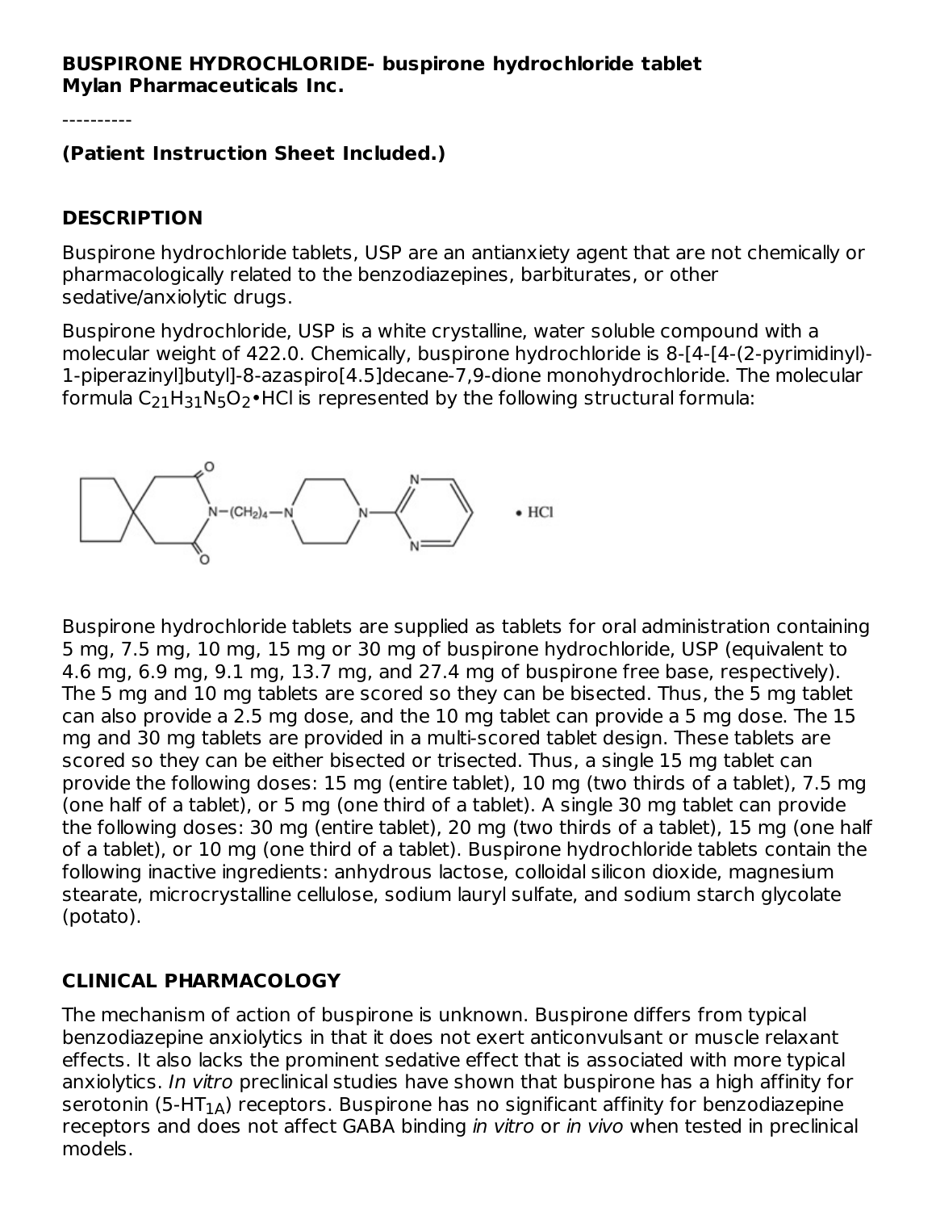**BUSPIRONE HYDROCHLORIDE- buspirone hydrochloride tablet**
**Mylan Pharmaceuticals Inc.**

----------

**(Patient Instruction Sheet Included.)**

## DESCRIPTION

Buspirone hydrochloride tablets, USP are an antianxiety agent that are not chemically or pharmacologically related to the benzodiazepines, barbiturates, or other sedative/anxiolytic drugs.

Buspirone hydrochloride, USP is a white crystalline, water soluble compound with a molecular weight of 422.0. Chemically, buspirone hydrochloride is 8-[4-[4-(2-pyrimidinyl)-1-piperazinyl]butyl]-8-azaspiro[4.5]decane-7,9-dione monohydrochloride. The molecular formula $C_{21}H_{31}N_5O_2$•HCl is represented by the following structural formula:

Buspirone hydrochloride tablets are supplied as tablets for oral administration containing 5 mg, 7.5 mg, 10 mg, 15 mg or 30 mg of buspirone hydrochloride, USP (equivalent to 4.6 mg, 6.9 mg, 9.1 mg, 13.7 mg, and 27.4 mg of buspirone free base, respectively). The 5 mg and 10 mg tablets are scored so they can be bisected. Thus, the 5 mg tablet can also provide a 2.5 mg dose, and the 10 mg tablet can provide a 5 mg dose. The 15 mg and 30 mg tablets are provided in a multi-scored tablet design. These tablets are scored so they can be either bisected or trisected. Thus, a single 15 mg tablet can provide the following doses: 15 mg (entire tablet), 10 mg (two thirds of a tablet), 7.5 mg (one half of a tablet), or 5 mg (one third of a tablet). A single 30 mg tablet can provide the following doses: 30 mg (entire tablet), 20 mg (two thirds of a tablet), 15 mg (one half of a tablet), or 10 mg (one third of a tablet). Buspirone hydrochloride tablets contain the following inactive ingredients: anhydrous lactose, colloidal silicon dioxide, magnesium stearate, microcrystalline cellulose, sodium lauryl sulfate, and sodium starch glycolate (potato).

## CLINICAL PHARMACOLOGY

The mechanism of action of buspirone is unknown. Buspirone differs from typical benzodiazepine anxiolytics in that it does not exert anticonvulsant or muscle relaxant effects. It also lacks the prominent sedative effect that is associated with more typical anxiolytics. *In vitro* preclinical studies have shown that buspirone has a high affinity for serotonin ($5\text{-}HT_{1A}$) receptors. Buspirone has no significant affinity for benzodiazepine receptors and does not affect GABA binding *in vitro* or *in vivo* when tested in preclinical models.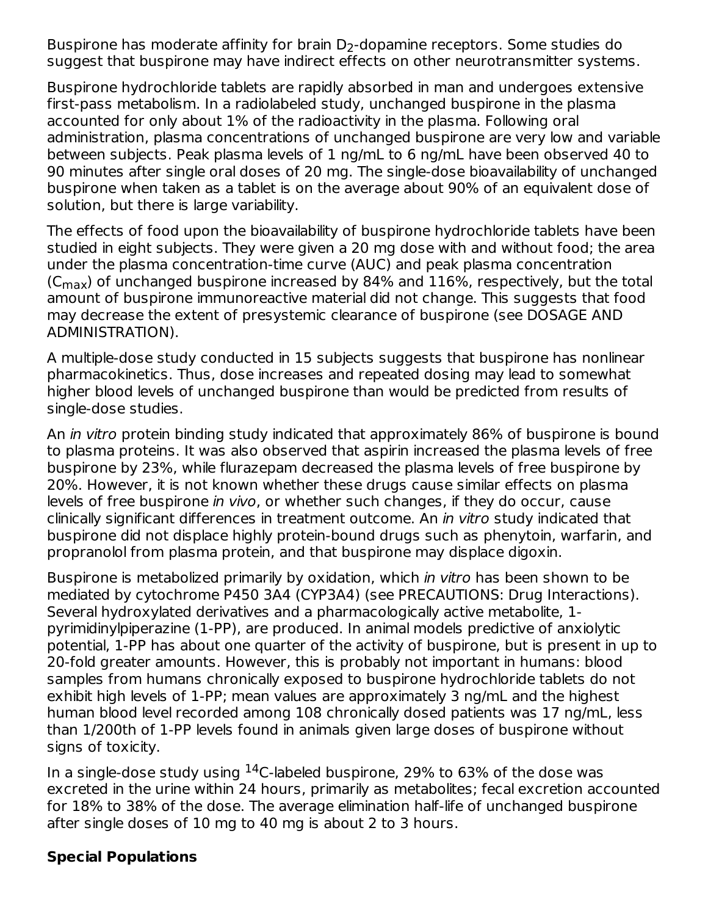Buspirone has moderate affinity for brain $D_2$-dopamine receptors. Some studies do suggest that buspirone may have indirect effects on other neurotransmitter systems.

Buspirone hydrochloride tablets are rapidly absorbed in man and undergoes extensive first-pass metabolism. In a radiolabeled study, unchanged buspirone in the plasma accounted for only about 1% of the radioactivity in the plasma. Following oral administration, plasma concentrations of unchanged buspirone are very low and variable between subjects. Peak plasma levels of 1 ng/mL to 6 ng/mL have been observed 40 to 90 minutes after single oral doses of 20 mg. The single-dose bioavailability of unchanged buspirone when taken as a tablet is on the average about 90% of an equivalent dose of solution, but there is large variability.

The effects of food upon the bioavailability of buspirone hydrochloride tablets have been studied in eight subjects. They were given a 20 mg dose with and without food; the area under the plasma concentration-time curve (AUC) and peak plasma concentration ($C_{max}$) of unchanged buspirone increased by 84% and 116%, respectively, but the total amount of buspirone immunoreactive material did not change. This suggests that food may decrease the extent of presystemic clearance of buspirone (see DOSAGE AND ADMINISTRATION).

A multiple-dose study conducted in 15 subjects suggests that buspirone has nonlinear pharmacokinetics. Thus, dose increases and repeated dosing may lead to somewhat higher blood levels of unchanged buspirone than would be predicted from results of single-dose studies.

An *in vitro* protein binding study indicated that approximately 86% of buspirone is bound to plasma proteins. It was also observed that aspirin increased the plasma levels of free buspirone by 23%, while flurazepam decreased the plasma levels of free buspirone by 20%. However, it is not known whether these drugs cause similar effects on plasma levels of free buspirone *in vivo*, or whether such changes, if they do occur, cause clinically significant differences in treatment outcome. An *in vitro* study indicated that buspirone did not displace highly protein-bound drugs such as phenytoin, warfarin, and propranolol from plasma protein, and that buspirone may displace digoxin.

Buspirone is metabolized primarily by oxidation, which *in vitro* has been shown to be mediated by cytochrome P450 3A4 (CYP3A4) (see PRECAUTIONS: Drug Interactions). Several hydroxylated derivatives and a pharmacologically active metabolite, 1-pyrimidinylpiperazine (1-PP), are produced. In animal models predictive of anxiolytic potential, 1-PP has about one quarter of the activity of buspirone, but is present in up to 20-fold greater amounts. However, this is probably not important in humans: blood samples from humans chronically exposed to buspirone hydrochloride tablets do not exhibit high levels of 1-PP; mean values are approximately 3 ng/mL and the highest human blood level recorded among 108 chronically dosed patients was 17 ng/mL, less than 1/200th of 1-PP levels found in animals given large doses of buspirone without signs of toxicity.

In a single-dose study using $^{14}C$-labeled buspirone, 29% to 63% of the dose was excreted in the urine within 24 hours, primarily as metabolites; fecal excretion accounted for 18% to 38% of the dose. The average elimination half-life of unchanged buspirone after single doses of 10 mg to 40 mg is about 2 to 3 hours.

**Special Populations**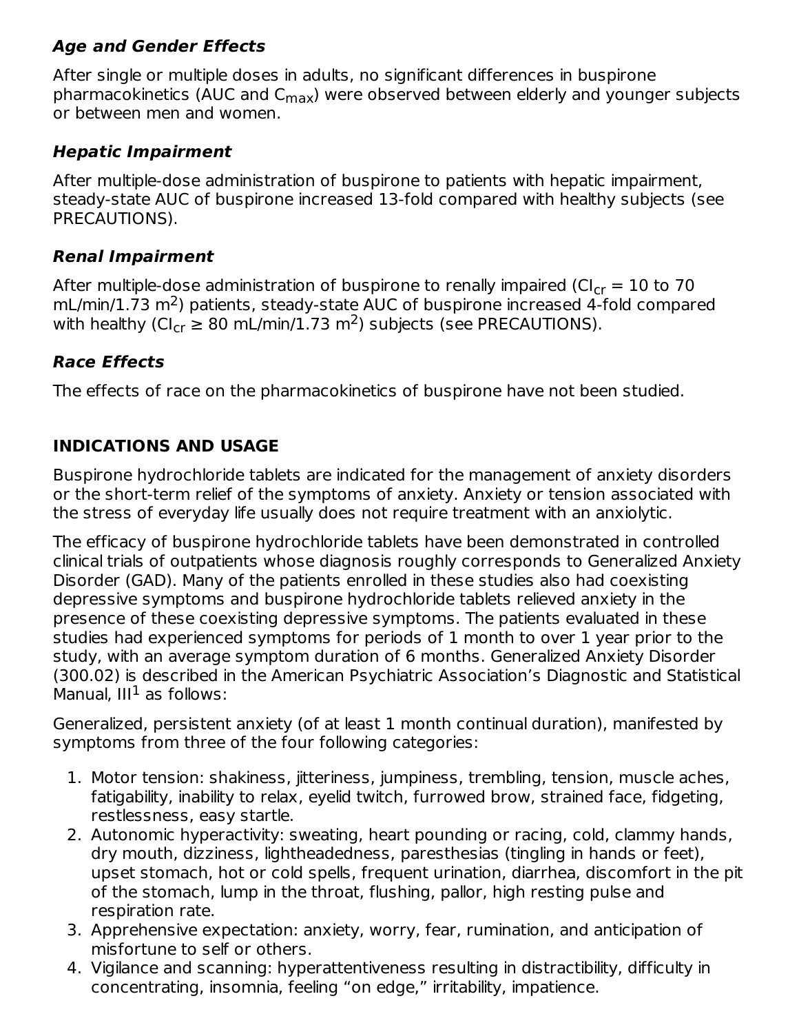### Age and Gender Effects

After single or multiple doses in adults, no significant differences in buspirone pharmacokinetics (AUC and $C_{max}$) were observed between elderly and younger subjects or between men and women.

### Hepatic Impairment

After multiple-dose administration of buspirone to patients with hepatic impairment, steady-state AUC of buspirone increased 13-fold compared with healthy subjects (see PRECAUTIONS).

### Renal Impairment

After multiple-dose administration of buspirone to renally impaired ($Cl_{cr}$ = 10 to 70 mL/min/1.73 $m^2$) patients, steady-state AUC of buspirone increased 4-fold compared with healthy ($Cl_{cr}$ ≥ 80 mL/min/1.73 $m^2$) subjects (see PRECAUTIONS).

### Race Effects

The effects of race on the pharmacokinetics of buspirone have not been studied.

## INDICATIONS AND USAGE

Buspirone hydrochloride tablets are indicated for the management of anxiety disorders or the short-term relief of the symptoms of anxiety. Anxiety or tension associated with the stress of everyday life usually does not require treatment with an anxiolytic.

The efficacy of buspirone hydrochloride tablets have been demonstrated in controlled clinical trials of outpatients whose diagnosis roughly corresponds to Generalized Anxiety Disorder (GAD). Many of the patients enrolled in these studies also had coexisting depressive symptoms and buspirone hydrochloride tablets relieved anxiety in the presence of these coexisting depressive symptoms. The patients evaluated in these studies had experienced symptoms for periods of 1 month to over 1 year prior to the study, with an average symptom duration of 6 months. Generalized Anxiety Disorder (300.02) is described in the American Psychiatric Association's Diagnostic and Statistical Manual, III[1] as follows:

Generalized, persistent anxiety (of at least 1 month continual duration), manifested by symptoms from three of the four following categories:

1. Motor tension: shakiness, jitteriness, jumpiness, trembling, tension, muscle aches, fatigability, inability to relax, eyelid twitch, furrowed brow, strained face, fidgeting, restlessness, easy startle.
2. Autonomic hyperactivity: sweating, heart pounding or racing, cold, clammy hands, dry mouth, dizziness, lightheadedness, paresthesias (tingling in hands or feet), upset stomach, hot or cold spells, frequent urination, diarrhea, discomfort in the pit of the stomach, lump in the throat, flushing, pallor, high resting pulse and respiration rate.
3. Apprehensive expectation: anxiety, worry, fear, rumination, and anticipation of misfortune to self or others.
4. Vigilance and scanning: hyperattentiveness resulting in distractibility, difficulty in concentrating, insomnia, feeling "on edge," irritability, impatience.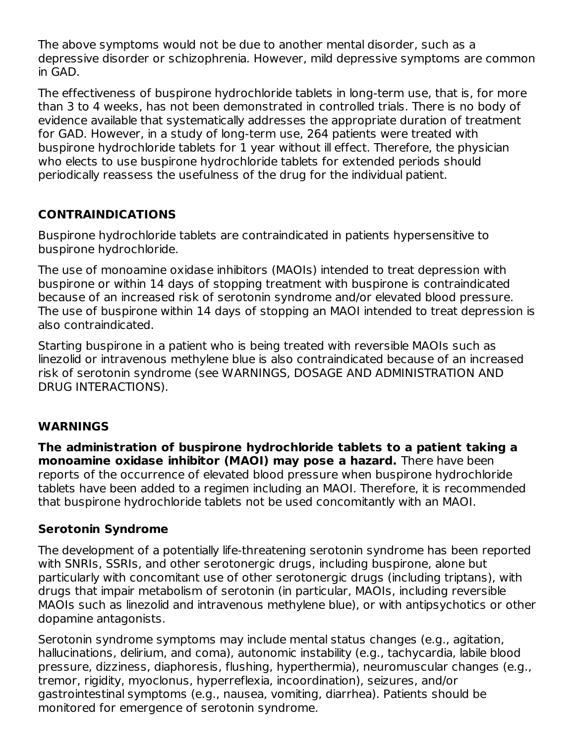The above symptoms would not be due to another mental disorder, such as a depressive disorder or schizophrenia. However, mild depressive symptoms are common in GAD.

The effectiveness of buspirone hydrochloride tablets in long-term use, that is, for more than 3 to 4 weeks, has not been demonstrated in controlled trials. There is no body of evidence available that systematically addresses the appropriate duration of treatment for GAD. However, in a study of long-term use, 264 patients were treated with buspirone hydrochloride tablets for 1 year without ill effect. Therefore, the physician who elects to use buspirone hydrochloride tablets for extended periods should periodically reassess the usefulness of the drug for the individual patient.

## CONTRAINDICATIONS

Buspirone hydrochloride tablets are contraindicated in patients hypersensitive to buspirone hydrochloride.

The use of monoamine oxidase inhibitors (MAOIs) intended to treat depression with buspirone or within 14 days of stopping treatment with buspirone is contraindicated because of an increased risk of serotonin syndrome and/or elevated blood pressure. The use of buspirone within 14 days of stopping an MAOI intended to treat depression is also contraindicated.

Starting buspirone in a patient who is being treated with reversible MAOIs such as linezolid or intravenous methylene blue is also contraindicated because of an increased risk of serotonin syndrome (see WARNINGS, DOSAGE AND ADMINISTRATION AND DRUG INTERACTIONS).

## WARNINGS

**The administration of buspirone hydrochloride tablets to a patient taking a monoamine oxidase inhibitor (MAOI) may pose a hazard.** There have been reports of the occurrence of elevated blood pressure when buspirone hydrochloride tablets have been added to a regimen including an MAOI. Therefore, it is recommended that buspirone hydrochloride tablets not be used concomitantly with an MAOI.

### Serotonin Syndrome

The development of a potentially life-threatening serotonin syndrome has been reported with SNRIs, SSRIs, and other serotonergic drugs, including buspirone, alone but particularly with concomitant use of other serotonergic drugs (including triptans), with drugs that impair metabolism of serotonin (in particular, MAOIs, including reversible MAOIs such as linezolid and intravenous methylene blue), or with antipsychotics or other dopamine antagonists.

Serotonin syndrome symptoms may include mental status changes (e.g., agitation, hallucinations, delirium, and coma), autonomic instability (e.g., tachycardia, labile blood pressure, dizziness, diaphoresis, flushing, hyperthermia), neuromuscular changes (e.g., tremor, rigidity, myoclonus, hyperreflexia, incoordination), seizures, and/or gastrointestinal symptoms (e.g., nausea, vomiting, diarrhea). Patients should be monitored for emergence of serotonin syndrome.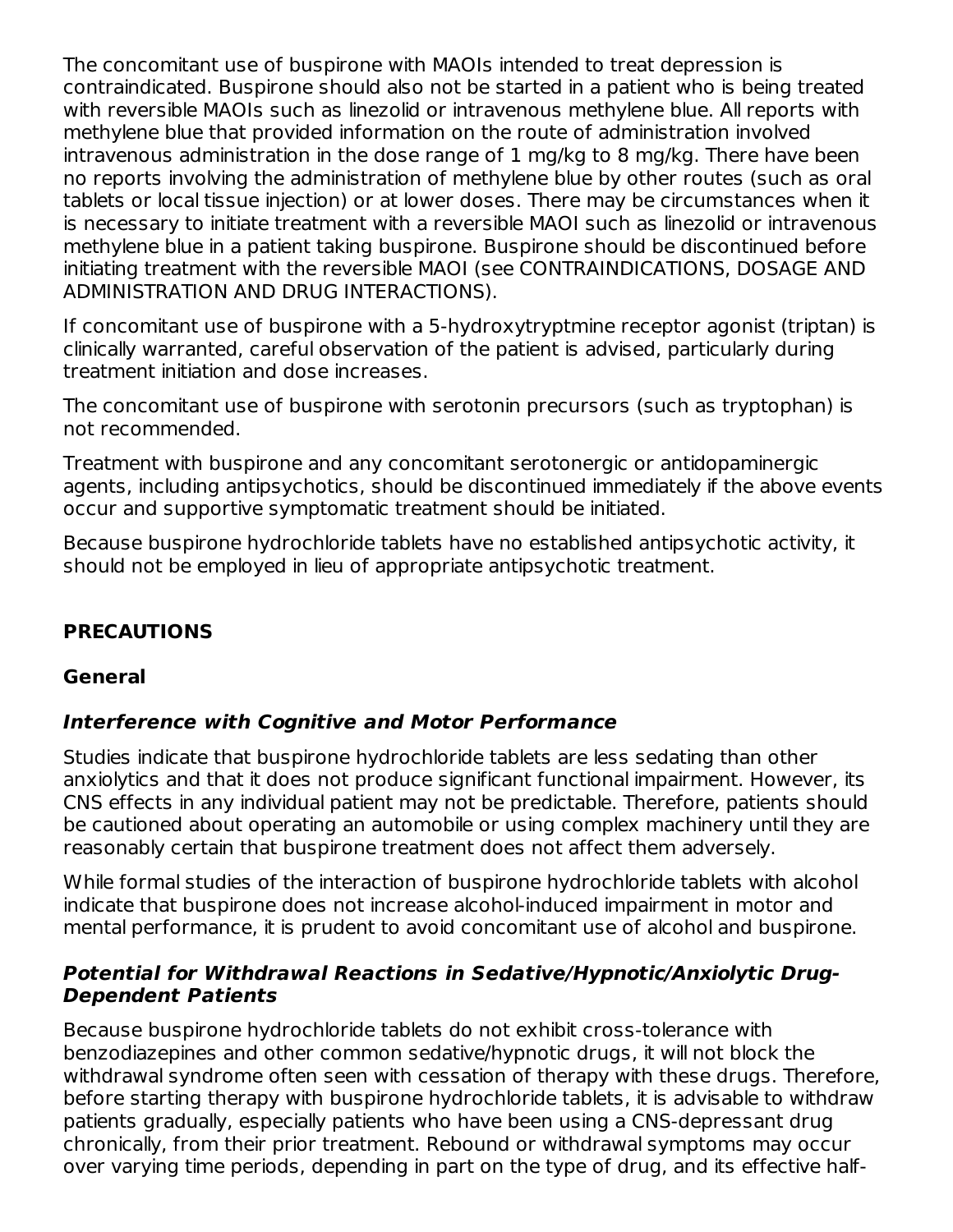The concomitant use of buspirone with MAOIs intended to treat depression is contraindicated. Buspirone should also not be started in a patient who is being treated with reversible MAOIs such as linezolid or intravenous methylene blue. All reports with methylene blue that provided information on the route of administration involved intravenous administration in the dose range of 1 mg/kg to 8 mg/kg. There have been no reports involving the administration of methylene blue by other routes (such as oral tablets or local tissue injection) or at lower doses. There may be circumstances when it is necessary to initiate treatment with a reversible MAOI such as linezolid or intravenous methylene blue in a patient taking buspirone. Buspirone should be discontinued before initiating treatment with the reversible MAOI (see CONTRAINDICATIONS, DOSAGE AND ADMINISTRATION AND DRUG INTERACTIONS).

If concomitant use of buspirone with a 5-hydroxytryptmine receptor agonist (triptan) is clinically warranted, careful observation of the patient is advised, particularly during treatment initiation and dose increases.

The concomitant use of buspirone with serotonin precursors (such as tryptophan) is not recommended.

Treatment with buspirone and any concomitant serotonergic or antidopaminergic agents, including antipsychotics, should be discontinued immediately if the above events occur and supportive symptomatic treatment should be initiated.

Because buspirone hydrochloride tablets have no established antipsychotic activity, it should not be employed in lieu of appropriate antipsychotic treatment.

## PRECAUTIONS

### General

#### *Interference with Cognitive and Motor Performance*

Studies indicate that buspirone hydrochloride tablets are less sedating than other anxiolytics and that it does not produce significant functional impairment. However, its CNS effects in any individual patient may not be predictable. Therefore, patients should be cautioned about operating an automobile or using complex machinery until they are reasonably certain that buspirone treatment does not affect them adversely.

While formal studies of the interaction of buspirone hydrochloride tablets with alcohol indicate that buspirone does not increase alcohol-induced impairment in motor and mental performance, it is prudent to avoid concomitant use of alcohol and buspirone.

#### *Potential for Withdrawal Reactions in Sedative/Hypnotic/Anxiolytic Drug-Dependent Patients*

Because buspirone hydrochloride tablets do not exhibit cross-tolerance with benzodiazepines and other common sedative/hypnotic drugs, it will not block the withdrawal syndrome often seen with cessation of therapy with these drugs. Therefore, before starting therapy with buspirone hydrochloride tablets, it is advisable to withdraw patients gradually, especially patients who have been using a CNS-depressant drug chronically, from their prior treatment. Rebound or withdrawal symptoms may occur over varying time periods, depending in part on the type of drug, and its effective half-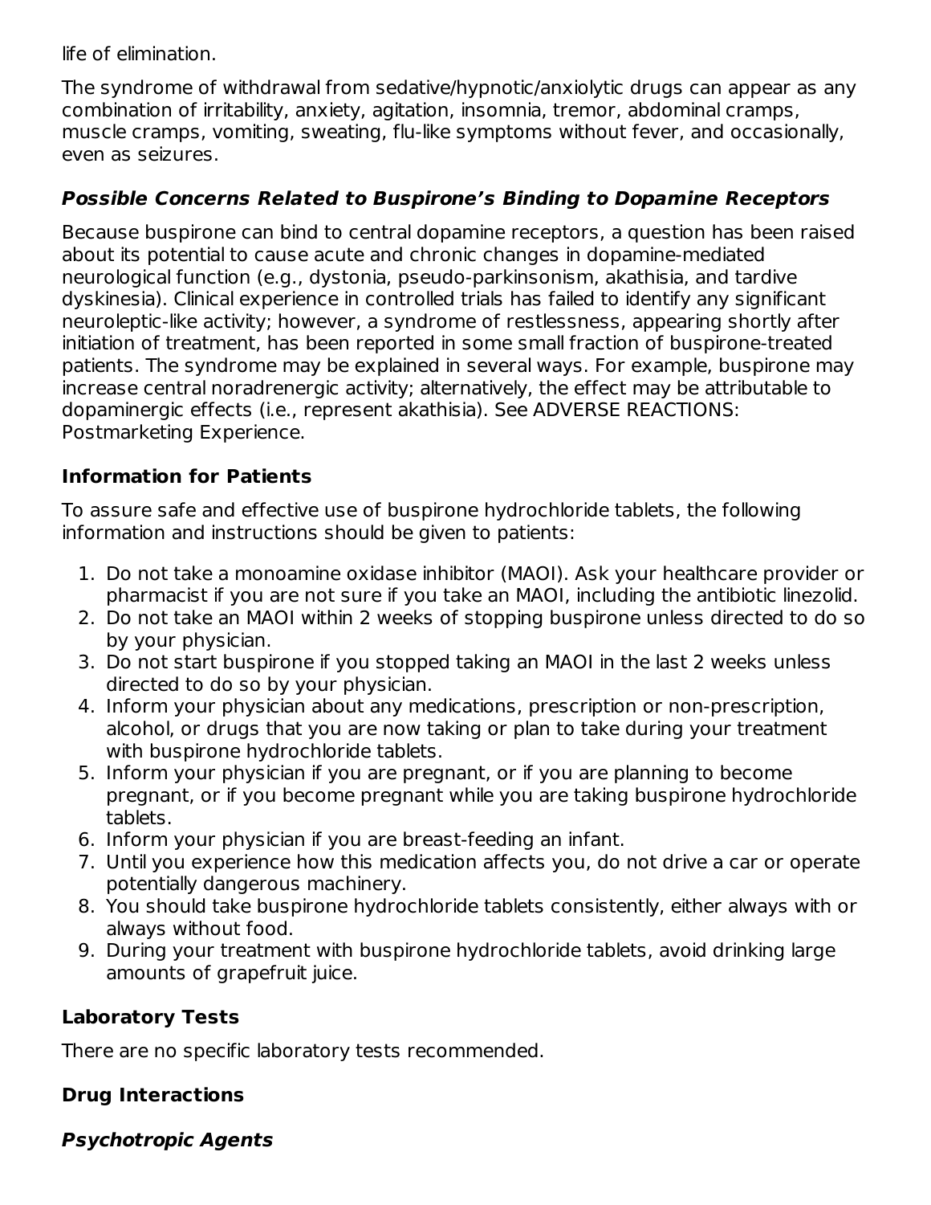life of elimination.

The syndrome of withdrawal from sedative/hypnotic/anxiolytic drugs can appear as any combination of irritability, anxiety, agitation, insomnia, tremor, abdominal cramps, muscle cramps, vomiting, sweating, flu-like symptoms without fever, and occasionally, even as seizures.

#### ***Possible Concerns Related to Buspirone's Binding to Dopamine Receptors***

Because buspirone can bind to central dopamine receptors, a question has been raised about its potential to cause acute and chronic changes in dopamine-mediated neurological function (e.g., dystonia, pseudo-parkinsonism, akathisia, and tardive dyskinesia). Clinical experience in controlled trials has failed to identify any significant neuroleptic-like activity; however, a syndrome of restlessness, appearing shortly after initiation of treatment, has been reported in some small fraction of buspirone-treated patients. The syndrome may be explained in several ways. For example, buspirone may increase central noradrenergic activity; alternatively, the effect may be attributable to dopaminergic effects (i.e., represent akathisia). See ADVERSE REACTIONS: Postmarketing Experience.

### **Information for Patients**

To assure safe and effective use of buspirone hydrochloride tablets, the following information and instructions should be given to patients:

1. Do not take a monoamine oxidase inhibitor (MAOI). Ask your healthcare provider or pharmacist if you are not sure if you take an MAOI, including the antibiotic linezolid.
2. Do not take an MAOI within 2 weeks of stopping buspirone unless directed to do so by your physician.
3. Do not start buspirone if you stopped taking an MAOI in the last 2 weeks unless directed to do so by your physician.
4. Inform your physician about any medications, prescription or non-prescription, alcohol, or drugs that you are now taking or plan to take during your treatment with buspirone hydrochloride tablets.
5. Inform your physician if you are pregnant, or if you are planning to become pregnant, or if you become pregnant while you are taking buspirone hydrochloride tablets.
6. Inform your physician if you are breast-feeding an infant.
7. Until you experience how this medication affects you, do not drive a car or operate potentially dangerous machinery.
8. You should take buspirone hydrochloride tablets consistently, either always with or always without food.
9. During your treatment with buspirone hydrochloride tablets, avoid drinking large amounts of grapefruit juice.

### **Laboratory Tests**

There are no specific laboratory tests recommended.

### **Drug Interactions**

#### ***Psychotropic Agents***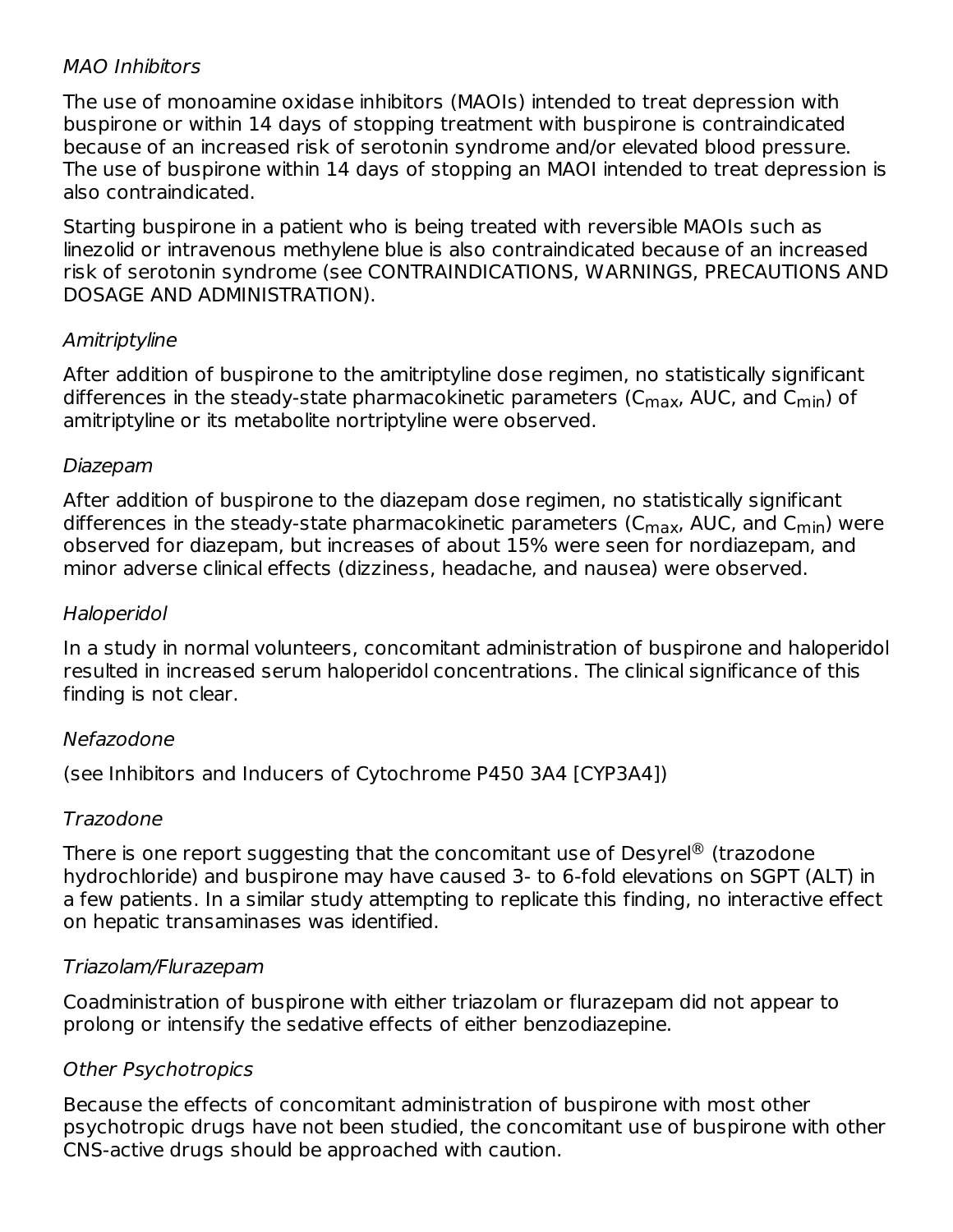*MAO Inhibitors*

The use of monoamine oxidase inhibitors (MAOIs) intended to treat depression with buspirone or within 14 days of stopping treatment with buspirone is contraindicated because of an increased risk of serotonin syndrome and/or elevated blood pressure. The use of buspirone within 14 days of stopping an MAOI intended to treat depression is also contraindicated.

Starting buspirone in a patient who is being treated with reversible MAOIs such as linezolid or intravenous methylene blue is also contraindicated because of an increased risk of serotonin syndrome (see CONTRAINDICATIONS, WARNINGS, PRECAUTIONS AND DOSAGE AND ADMINISTRATION).

*Amitriptyline*

After addition of buspirone to the amitriptyline dose regimen, no statistically significant differences in the steady-state pharmacokinetic parameters ($C_{max}$, AUC, and $C_{min}$) of amitriptyline or its metabolite nortriptyline were observed.

*Diazepam*

After addition of buspirone to the diazepam dose regimen, no statistically significant differences in the steady-state pharmacokinetic parameters ($C_{max}$, AUC, and $C_{min}$) were observed for diazepam, but increases of about 15% were seen for nordiazepam, and minor adverse clinical effects (dizziness, headache, and nausea) were observed.

*Haloperidol*

In a study in normal volunteers, concomitant administration of buspirone and haloperidol resulted in increased serum haloperidol concentrations. The clinical significance of this finding is not clear.

*Nefazodone*

(see Inhibitors and Inducers of Cytochrome P450 3A4 [CYP3A4])

*Trazodone*

There is one report suggesting that the concomitant use of Desyrel® (trazodone hydrochloride) and buspirone may have caused 3- to 6-fold elevations on SGPT (ALT) in a few patients. In a similar study attempting to replicate this finding, no interactive effect on hepatic transaminases was identified.

*Triazolam/Flurazepam*

Coadministration of buspirone with either triazolam or flurazepam did not appear to prolong or intensify the sedative effects of either benzodiazepine.

*Other Psychotropics*

Because the effects of concomitant administration of buspirone with most other psychotropic drugs have not been studied, the concomitant use of buspirone with other CNS-active drugs should be approached with caution.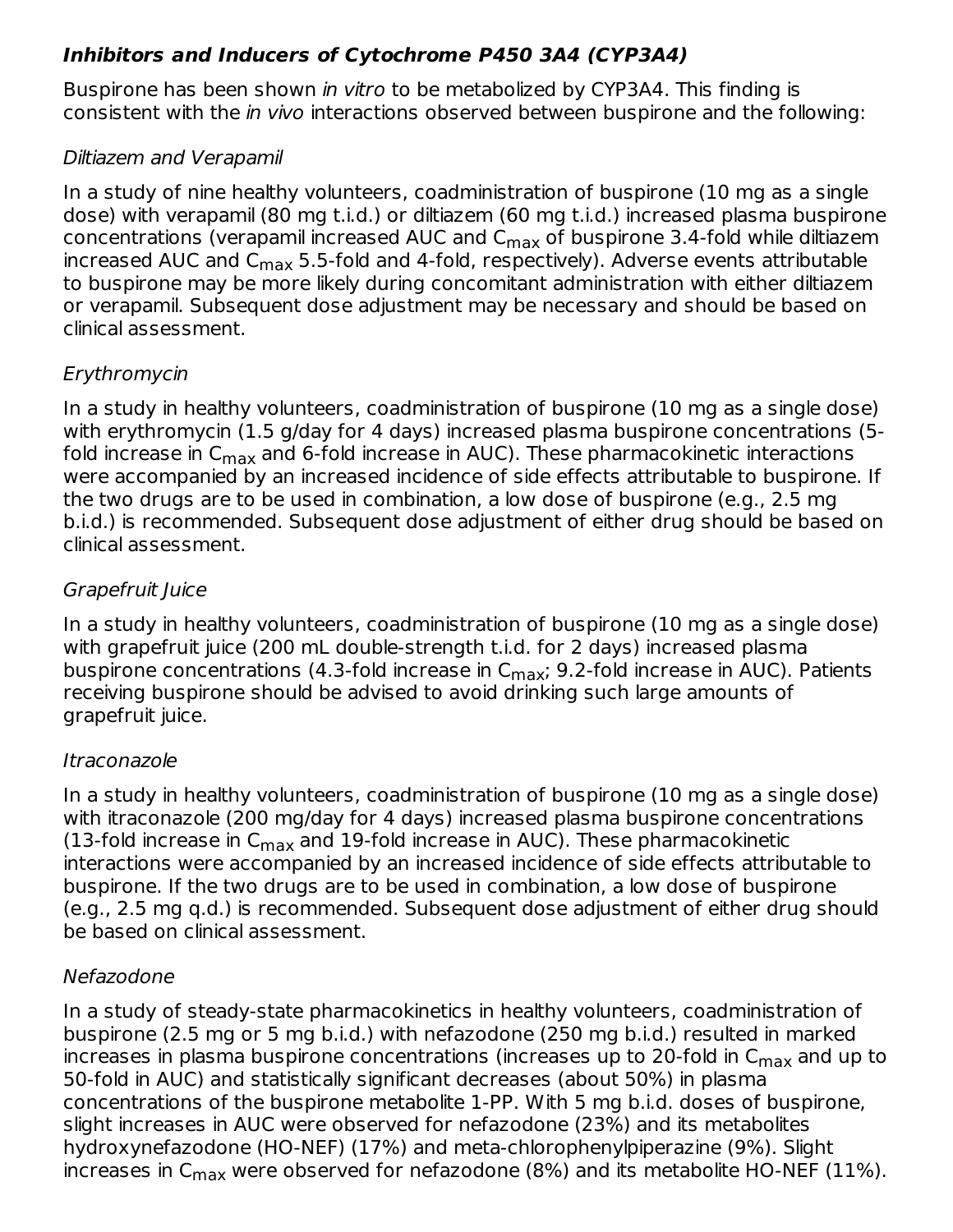### ***Inhibitors and Inducers of Cytochrome P450 3A4 (CYP3A4)***

Buspirone has been shown *in vitro* to be metabolized by CYP3A4. This finding is consistent with the *in vivo* interactions observed between buspirone and the following:

*Diltiazem and Verapamil*

In a study of nine healthy volunteers, coadministration of buspirone (10 mg as a single dose) with verapamil (80 mg t.i.d.) or diltiazem (60 mg t.i.d.) increased plasma buspirone concentrations (verapamil increased AUC and $C_{max}$ of buspirone 3.4-fold while diltiazem increased AUC and $C_{max}$ 5.5-fold and 4-fold, respectively). Adverse events attributable to buspirone may be more likely during concomitant administration with either diltiazem or verapamil. Subsequent dose adjustment may be necessary and should be based on clinical assessment.

*Erythromycin*

In a study in healthy volunteers, coadministration of buspirone (10 mg as a single dose) with erythromycin (1.5 g/day for 4 days) increased plasma buspirone concentrations (5-fold increase in $C_{max}$ and 6-fold increase in AUC). These pharmacokinetic interactions were accompanied by an increased incidence of side effects attributable to buspirone. If the two drugs are to be used in combination, a low dose of buspirone (e.g., 2.5 mg b.i.d.) is recommended. Subsequent dose adjustment of either drug should be based on clinical assessment.

*Grapefruit Juice*

In a study in healthy volunteers, coadministration of buspirone (10 mg as a single dose) with grapefruit juice (200 mL double-strength t.i.d. for 2 days) increased plasma buspirone concentrations (4.3-fold increase in $C_{max}$; 9.2-fold increase in AUC). Patients receiving buspirone should be advised to avoid drinking such large amounts of grapefruit juice.

*Itraconazole*

In a study in healthy volunteers, coadministration of buspirone (10 mg as a single dose) with itraconazole (200 mg/day for 4 days) increased plasma buspirone concentrations (13-fold increase in $C_{max}$ and 19-fold increase in AUC). These pharmacokinetic interactions were accompanied by an increased incidence of side effects attributable to buspirone. If the two drugs are to be used in combination, a low dose of buspirone (e.g., 2.5 mg q.d.) is recommended. Subsequent dose adjustment of either drug should be based on clinical assessment.

*Nefazodone*

In a study of steady-state pharmacokinetics in healthy volunteers, coadministration of buspirone (2.5 mg or 5 mg b.i.d.) with nefazodone (250 mg b.i.d.) resulted in marked increases in plasma buspirone concentrations (increases up to 20-fold in $C_{max}$ and up to 50-fold in AUC) and statistically significant decreases (about 50%) in plasma concentrations of the buspirone metabolite 1-PP. With 5 mg b.i.d. doses of buspirone, slight increases in AUC were observed for nefazodone (23%) and its metabolites hydroxynefazodone (HO-NEF) (17%) and meta-chlorophenylpiperazine (9%). Slight increases in $C_{max}$ were observed for nefazodone (8%) and its metabolite HO-NEF (11%).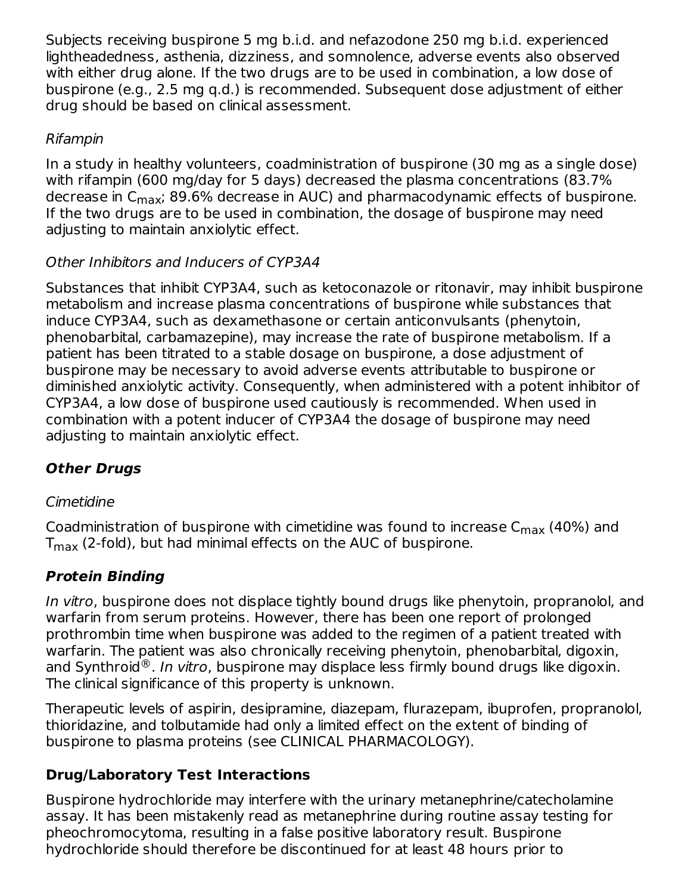Subjects receiving buspirone 5 mg b.i.d. and nefazodone 250 mg b.i.d. experienced lightheadedness, asthenia, dizziness, and somnolence, adverse events also observed with either drug alone. If the two drugs are to be used in combination, a low dose of buspirone (e.g., 2.5 mg q.d.) is recommended. Subsequent dose adjustment of either drug should be based on clinical assessment.

*Rifampin*

In a study in healthy volunteers, coadministration of buspirone (30 mg as a single dose) with rifampin (600 mg/day for 5 days) decreased the plasma concentrations (83.7% decrease in $C_{max}$; 89.6% decrease in AUC) and pharmacodynamic effects of buspirone. If the two drugs are to be used in combination, the dosage of buspirone may need adjusting to maintain anxiolytic effect.

*Other Inhibitors and Inducers of CYP3A4*

Substances that inhibit CYP3A4, such as ketoconazole or ritonavir, may inhibit buspirone metabolism and increase plasma concentrations of buspirone while substances that induce CYP3A4, such as dexamethasone or certain anticonvulsants (phenytoin, phenobarbital, carbamazepine), may increase the rate of buspirone metabolism. If a patient has been titrated to a stable dosage on buspirone, a dose adjustment of buspirone may be necessary to avoid adverse events attributable to buspirone or diminished anxiolytic activity. Consequently, when administered with a potent inhibitor of CYP3A4, a low dose of buspirone used cautiously is recommended. When used in combination with a potent inducer of CYP3A4 the dosage of buspirone may need adjusting to maintain anxiolytic effect.

***Other Drugs***

*Cimetidine*

Coadministration of buspirone with cimetidine was found to increase $C_{max}$ (40%) and $T_{max}$ (2-fold), but had minimal effects on the AUC of buspirone.

***Protein Binding***

*In vitro*, buspirone does not displace tightly bound drugs like phenytoin, propranolol, and warfarin from serum proteins. However, there has been one report of prolonged prothrombin time when buspirone was added to the regimen of a patient treated with warfarin. The patient was also chronically receiving phenytoin, phenobarbital, digoxin, and Synthroid®. *In vitro*, buspirone may displace less firmly bound drugs like digoxin. The clinical significance of this property is unknown.

Therapeutic levels of aspirin, desipramine, diazepam, flurazepam, ibuprofen, propranolol, thioridazine, and tolbutamide had only a limited effect on the extent of binding of buspirone to plasma proteins (see CLINICAL PHARMACOLOGY).

**Drug/Laboratory Test Interactions**

Buspirone hydrochloride may interfere with the urinary metanephrine/catecholamine assay. It has been mistakenly read as metanephrine during routine assay testing for pheochromocytoma, resulting in a false positive laboratory result. Buspirone hydrochloride should therefore be discontinued for at least 48 hours prior to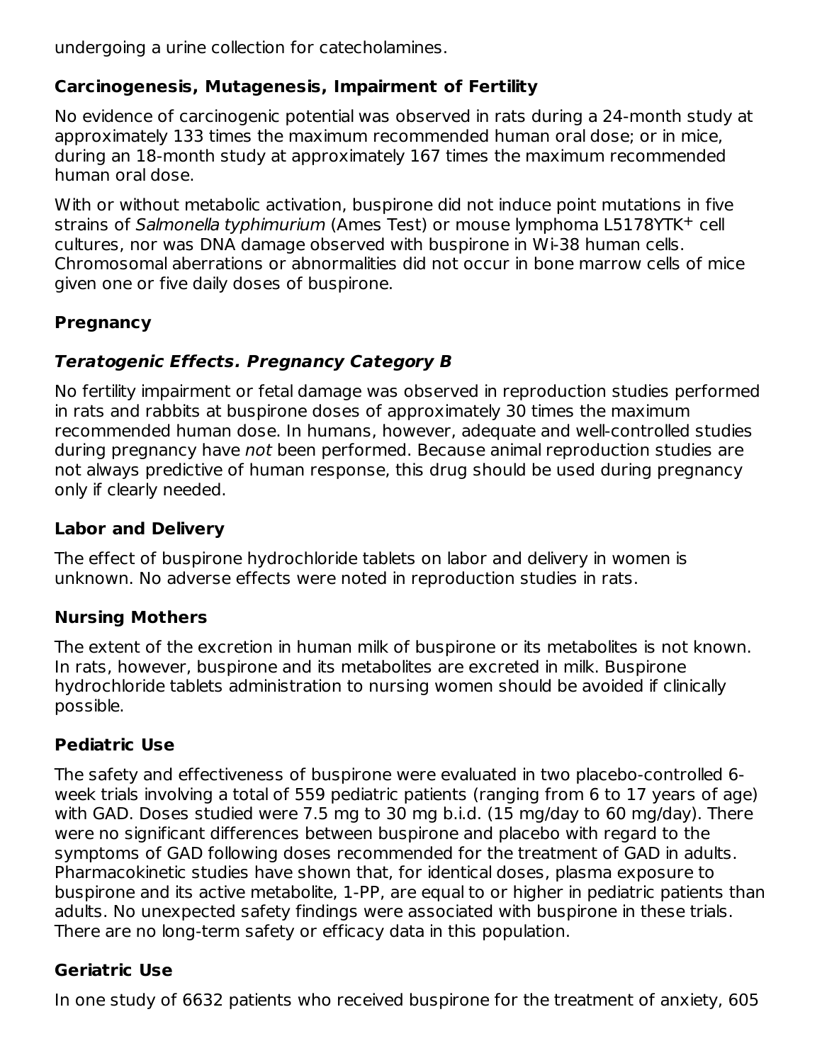undergoing a urine collection for catecholamines.

### Carcinogenesis, Mutagenesis, Impairment of Fertility

No evidence of carcinogenic potential was observed in rats during a 24-month study at approximately 133 times the maximum recommended human oral dose; or in mice, during an 18-month study at approximately 167 times the maximum recommended human oral dose.

With or without metabolic activation, buspirone did not induce point mutations in five strains of *Salmonella typhimurium* (Ames Test) or mouse lymphoma L5178YTK$^{+}$ cell cultures, nor was DNA damage observed with buspirone in Wi-38 human cells. Chromosomal aberrations or abnormalities did not occur in bone marrow cells of mice given one or five daily doses of buspirone.

### Pregnancy

#### *Teratogenic Effects. Pregnancy Category B*

No fertility impairment or fetal damage was observed in reproduction studies performed in rats and rabbits at buspirone doses of approximately 30 times the maximum recommended human dose. In humans, however, adequate and well-controlled studies during pregnancy have *not* been performed. Because animal reproduction studies are not always predictive of human response, this drug should be used during pregnancy only if clearly needed.

### Labor and Delivery

The effect of buspirone hydrochloride tablets on labor and delivery in women is unknown. No adverse effects were noted in reproduction studies in rats.

### Nursing Mothers

The extent of the excretion in human milk of buspirone or its metabolites is not known. In rats, however, buspirone and its metabolites are excreted in milk. Buspirone hydrochloride tablets administration to nursing women should be avoided if clinically possible.

### Pediatric Use

The safety and effectiveness of buspirone were evaluated in two placebo-controlled 6-week trials involving a total of 559 pediatric patients (ranging from 6 to 17 years of age) with GAD. Doses studied were 7.5 mg to 30 mg b.i.d. (15 mg/day to 60 mg/day). There were no significant differences between buspirone and placebo with regard to the symptoms of GAD following doses recommended for the treatment of GAD in adults. Pharmacokinetic studies have shown that, for identical doses, plasma exposure to buspirone and its active metabolite, 1-PP, are equal to or higher in pediatric patients than adults. No unexpected safety findings were associated with buspirone in these trials. There are no long-term safety or efficacy data in this population.

### Geriatric Use

In one study of 6632 patients who received buspirone for the treatment of anxiety, 605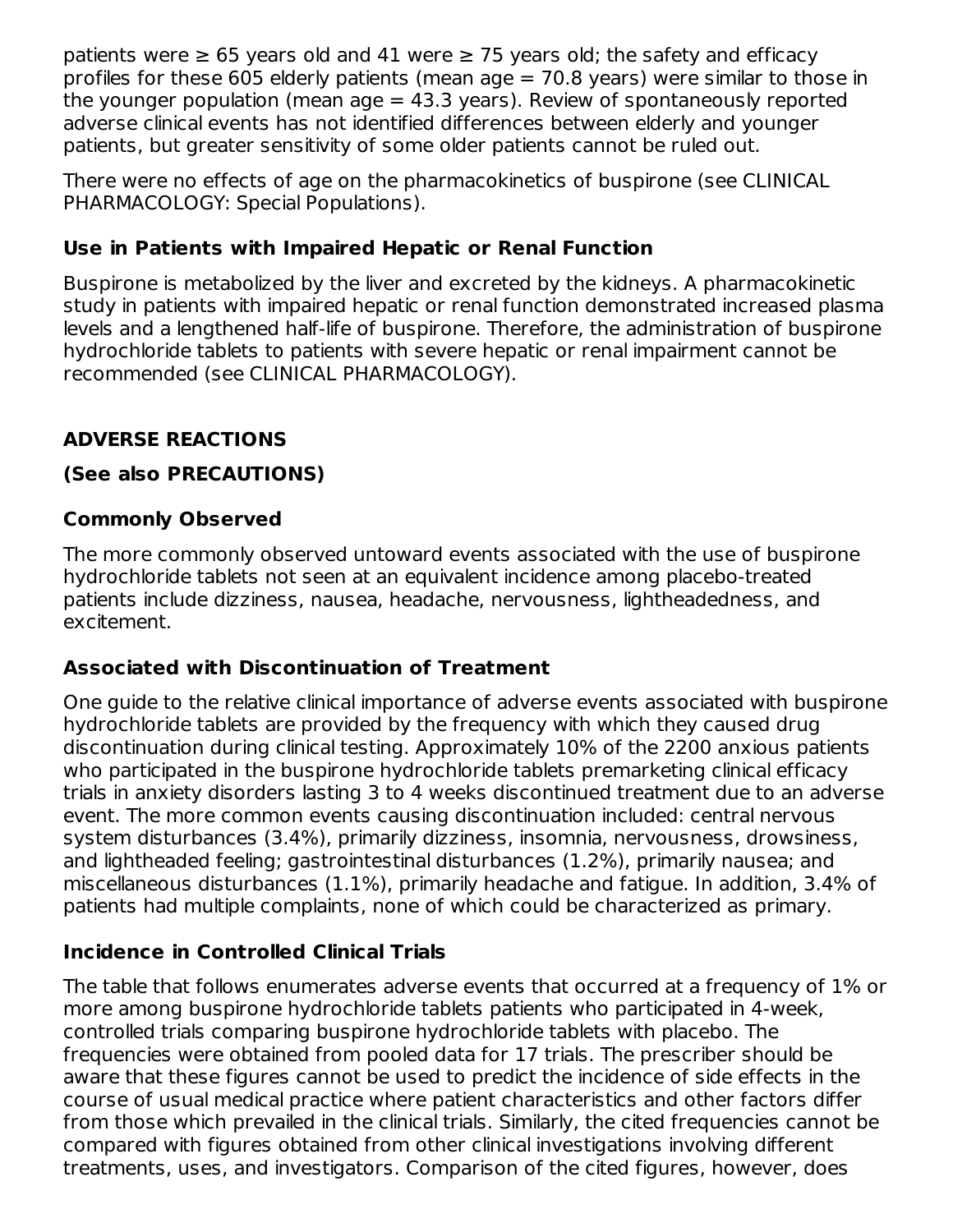patients were ≥ 65 years old and 41 were ≥ 75 years old; the safety and efficacy profiles for these 605 elderly patients (mean age = 70.8 years) were similar to those in the younger population (mean age = 43.3 years). Review of spontaneously reported adverse clinical events has not identified differences between elderly and younger patients, but greater sensitivity of some older patients cannot be ruled out.

There were no effects of age on the pharmacokinetics of buspirone (see CLINICAL PHARMACOLOGY: Special Populations).

### Use in Patients with Impaired Hepatic or Renal Function

Buspirone is metabolized by the liver and excreted by the kidneys. A pharmacokinetic study in patients with impaired hepatic or renal function demonstrated increased plasma levels and a lengthened half-life of buspirone. Therefore, the administration of buspirone hydrochloride tablets to patients with severe hepatic or renal impairment cannot be recommended (see CLINICAL PHARMACOLOGY).

## ADVERSE REACTIONS

### (See also PRECAUTIONS)

### Commonly Observed

The more commonly observed untoward events associated with the use of buspirone hydrochloride tablets not seen at an equivalent incidence among placebo-treated patients include dizziness, nausea, headache, nervousness, lightheadedness, and excitement.

### Associated with Discontinuation of Treatment

One guide to the relative clinical importance of adverse events associated with buspirone hydrochloride tablets are provided by the frequency with which they caused drug discontinuation during clinical testing. Approximately 10% of the 2200 anxious patients who participated in the buspirone hydrochloride tablets premarketing clinical efficacy trials in anxiety disorders lasting 3 to 4 weeks discontinued treatment due to an adverse event. The more common events causing discontinuation included: central nervous system disturbances (3.4%), primarily dizziness, insomnia, nervousness, drowsiness, and lightheaded feeling; gastrointestinal disturbances (1.2%), primarily nausea; and miscellaneous disturbances (1.1%), primarily headache and fatigue. In addition, 3.4% of patients had multiple complaints, none of which could be characterized as primary.

### Incidence in Controlled Clinical Trials

The table that follows enumerates adverse events that occurred at a frequency of 1% or more among buspirone hydrochloride tablets patients who participated in 4-week, controlled trials comparing buspirone hydrochloride tablets with placebo. The frequencies were obtained from pooled data for 17 trials. The prescriber should be aware that these figures cannot be used to predict the incidence of side effects in the course of usual medical practice where patient characteristics and other factors differ from those which prevailed in the clinical trials. Similarly, the cited frequencies cannot be compared with figures obtained from other clinical investigations involving different treatments, uses, and investigators. Comparison of the cited figures, however, does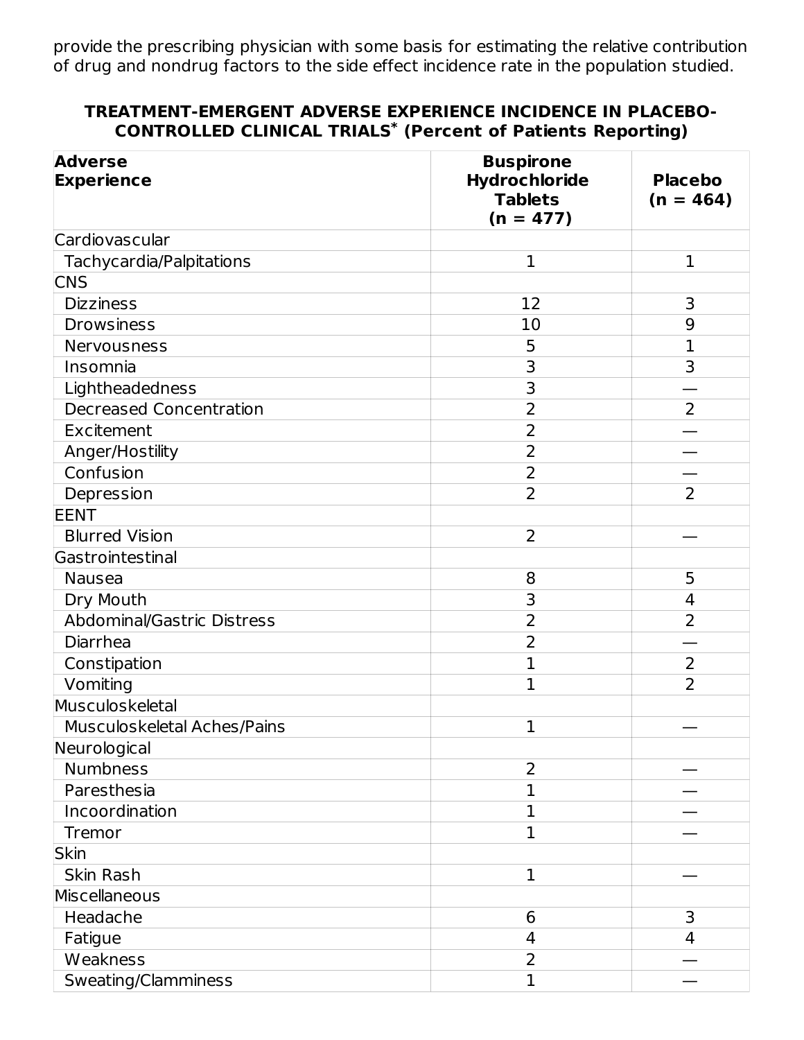provide the prescribing physician with some basis for estimating the relative contribution of drug and nondrug factors to the side effect incidence rate in the population studied.

**TREATMENT-EMERGENT ADVERSE EXPERIENCE INCIDENCE IN PLACEBO-CONTROLLED CLINICAL TRIALS* (Percent of Patients Reporting)**

| Adverse Experience | Buspirone Hydrochloride Tablets (n = 477) | Placebo (n = 464) |
|---|---|---|
| Cardiovascular | | |
| Tachycardia/Palpitations | 1 | 1 |
| CNS | | |
| Dizziness | 12 | 3 |
| Drowsiness | 10 | 9 |
| Nervousness | 5 | 1 |
| Insomnia | 3 | 3 |
| Lightheadedness | 3 | — |
| Decreased Concentration | 2 | 2 |
| Excitement | 2 | — |
| Anger/Hostility | 2 | — |
| Confusion | 2 | — |
| Depression | 2 | 2 |
| EENT | | |
| Blurred Vision | 2 | — |
| Gastrointestinal | | |
| Nausea | 8 | 5 |
| Dry Mouth | 3 | 4 |
| Abdominal/Gastric Distress | 2 | 2 |
| Diarrhea | 2 | — |
| Constipation | 1 | 2 |
| Vomiting | 1 | 2 |
| Musculoskeletal | | |
| Musculoskeletal Aches/Pains | 1 | — |
| Neurological | | |
| Numbness | 2 | — |
| Paresthesia | 1 | — |
| Incoordination | 1 | — |
| Tremor | 1 | — |
| Skin | | |
| Skin Rash | 1 | — |
| Miscellaneous | | |
| Headache | 6 | 3 |
| Fatigue | 4 | 4 |
| Weakness | 2 | — |
| Sweating/Clamminess | 1 | — |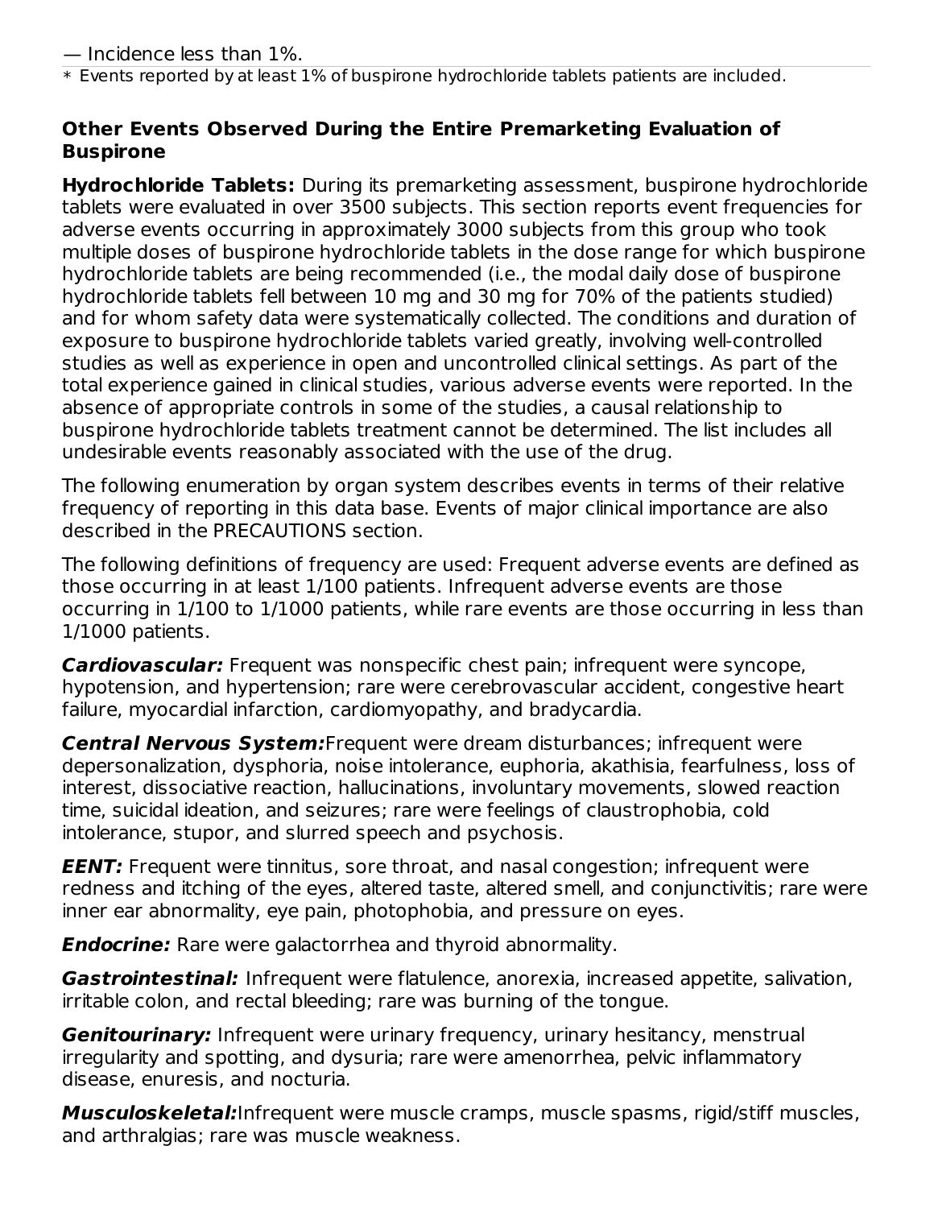— Incidence less than 1%.

* Events reported by at least 1% of buspirone hydrochloride tablets patients are included.

### Other Events Observed During the Entire Premarketing Evaluation of Buspirone

**Hydrochloride Tablets:** During its premarketing assessment, buspirone hydrochloride tablets were evaluated in over 3500 subjects. This section reports event frequencies for adverse events occurring in approximately 3000 subjects from this group who took multiple doses of buspirone hydrochloride tablets in the dose range for which buspirone hydrochloride tablets are being recommended (i.e., the modal daily dose of buspirone hydrochloride tablets fell between 10 mg and 30 mg for 70% of the patients studied) and for whom safety data were systematically collected. The conditions and duration of exposure to buspirone hydrochloride tablets varied greatly, involving well-controlled studies as well as experience in open and uncontrolled clinical settings. As part of the total experience gained in clinical studies, various adverse events were reported. In the absence of appropriate controls in some of the studies, a causal relationship to buspirone hydrochloride tablets treatment cannot be determined. The list includes all undesirable events reasonably associated with the use of the drug.

The following enumeration by organ system describes events in terms of their relative frequency of reporting in this data base. Events of major clinical importance are also described in the PRECAUTIONS section.

The following definitions of frequency are used: Frequent adverse events are defined as those occurring in at least 1/100 patients. Infrequent adverse events are those occurring in 1/100 to 1/1000 patients, while rare events are those occurring in less than 1/1000 patients.

***Cardiovascular:*** Frequent was nonspecific chest pain; infrequent were syncope, hypotension, and hypertension; rare were cerebrovascular accident, congestive heart failure, myocardial infarction, cardiomyopathy, and bradycardia.

***Central Nervous System:***Frequent were dream disturbances; infrequent were depersonalization, dysphoria, noise intolerance, euphoria, akathisia, fearfulness, loss of interest, dissociative reaction, hallucinations, involuntary movements, slowed reaction time, suicidal ideation, and seizures; rare were feelings of claustrophobia, cold intolerance, stupor, and slurred speech and psychosis.

***EENT:*** Frequent were tinnitus, sore throat, and nasal congestion; infrequent were redness and itching of the eyes, altered taste, altered smell, and conjunctivitis; rare were inner ear abnormality, eye pain, photophobia, and pressure on eyes.

***Endocrine:*** Rare were galactorrhea and thyroid abnormality.

***Gastrointestinal:*** Infrequent were flatulence, anorexia, increased appetite, salivation, irritable colon, and rectal bleeding; rare was burning of the tongue.

***Genitourinary:*** Infrequent were urinary frequency, urinary hesitancy, menstrual irregularity and spotting, and dysuria; rare were amenorrhea, pelvic inflammatory disease, enuresis, and nocturia.

***Musculoskeletal:***Infrequent were muscle cramps, muscle spasms, rigid/stiff muscles, and arthralgias; rare was muscle weakness.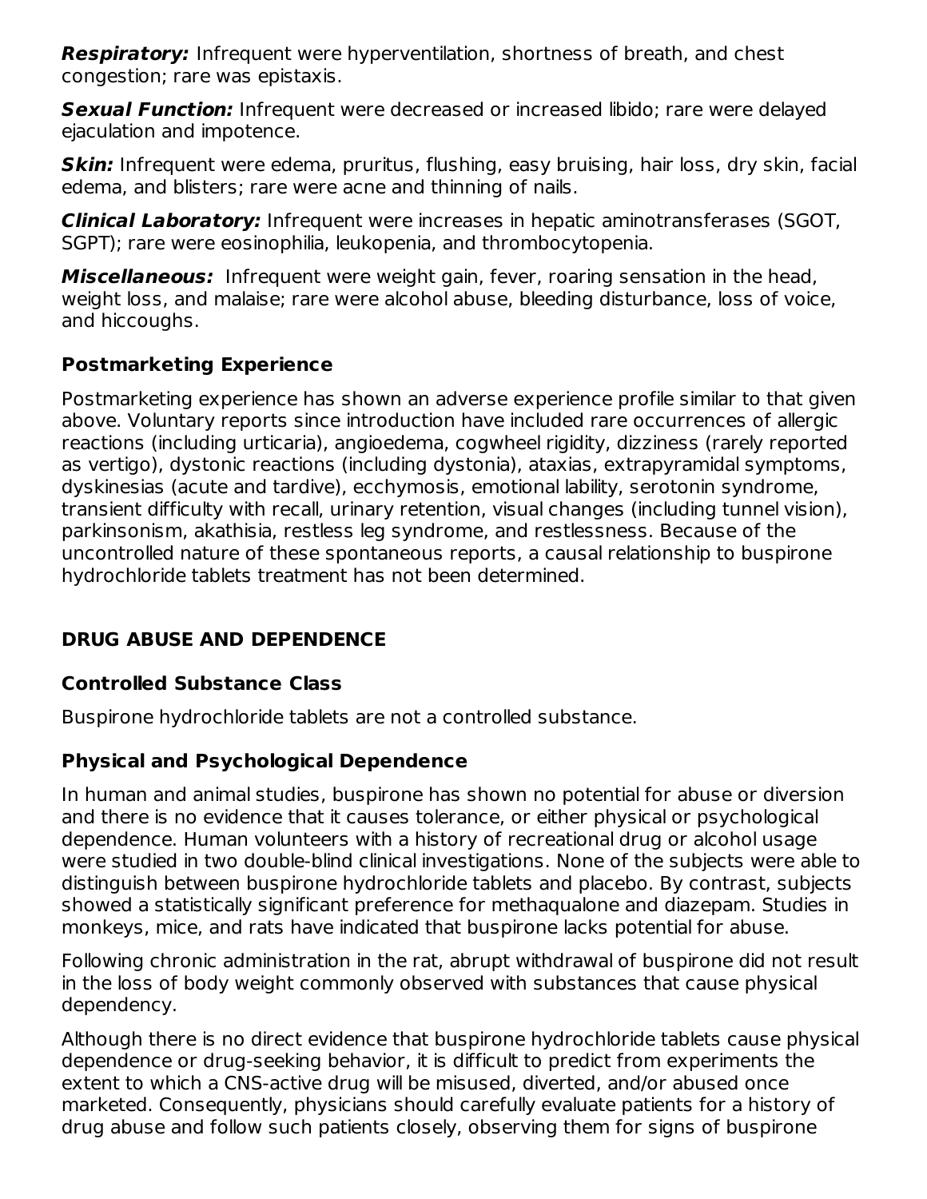***Respiratory:*** Infrequent were hyperventilation, shortness of breath, and chest congestion; rare was epistaxis.

***Sexual Function:*** Infrequent were decreased or increased libido; rare were delayed ejaculation and impotence.

***Skin:*** Infrequent were edema, pruritus, flushing, easy bruising, hair loss, dry skin, facial edema, and blisters; rare were acne and thinning of nails.

***Clinical Laboratory:*** Infrequent were increases in hepatic aminotransferases (SGOT, SGPT); rare were eosinophilia, leukopenia, and thrombocytopenia.

***Miscellaneous:*** Infrequent were weight gain, fever, roaring sensation in the head, weight loss, and malaise; rare were alcohol abuse, bleeding disturbance, loss of voice, and hiccoughs.

### Postmarketing Experience

Postmarketing experience has shown an adverse experience profile similar to that given above. Voluntary reports since introduction have included rare occurrences of allergic reactions (including urticaria), angioedema, cogwheel rigidity, dizziness (rarely reported as vertigo), dystonic reactions (including dystonia), ataxias, extrapyramidal symptoms, dyskinesias (acute and tardive), ecchymosis, emotional lability, serotonin syndrome, transient difficulty with recall, urinary retention, visual changes (including tunnel vision), parkinsonism, akathisia, restless leg syndrome, and restlessness. Because of the uncontrolled nature of these spontaneous reports, a causal relationship to buspirone hydrochloride tablets treatment has not been determined.

## DRUG ABUSE AND DEPENDENCE

### Controlled Substance Class

Buspirone hydrochloride tablets are not a controlled substance.

### Physical and Psychological Dependence

In human and animal studies, buspirone has shown no potential for abuse or diversion and there is no evidence that it causes tolerance, or either physical or psychological dependence. Human volunteers with a history of recreational drug or alcohol usage were studied in two double-blind clinical investigations. None of the subjects were able to distinguish between buspirone hydrochloride tablets and placebo. By contrast, subjects showed a statistically significant preference for methaqualone and diazepam. Studies in monkeys, mice, and rats have indicated that buspirone lacks potential for abuse.

Following chronic administration in the rat, abrupt withdrawal of buspirone did not result in the loss of body weight commonly observed with substances that cause physical dependency.

Although there is no direct evidence that buspirone hydrochloride tablets cause physical dependence or drug-seeking behavior, it is difficult to predict from experiments the extent to which a CNS-active drug will be misused, diverted, and/or abused once marketed. Consequently, physicians should carefully evaluate patients for a history of drug abuse and follow such patients closely, observing them for signs of buspirone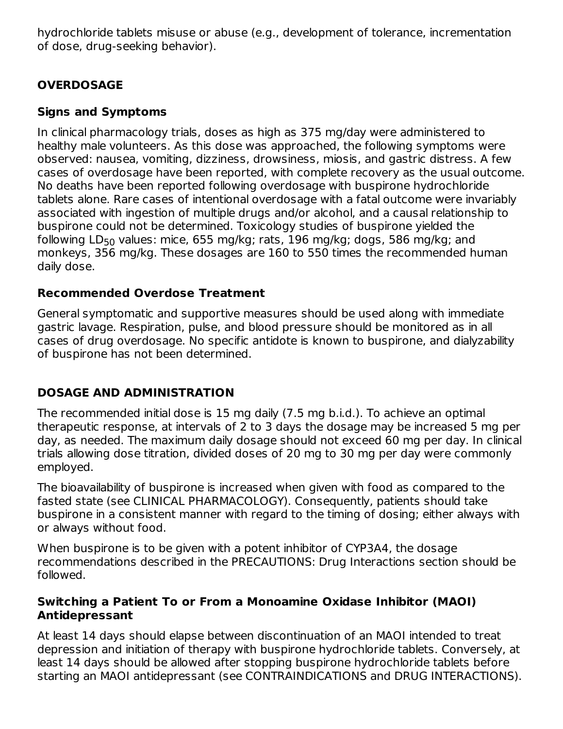hydrochloride tablets misuse or abuse (e.g., development of tolerance, incrementation of dose, drug-seeking behavior).

## OVERDOSAGE

### Signs and Symptoms

In clinical pharmacology trials, doses as high as 375 mg/day were administered to healthy male volunteers. As this dose was approached, the following symptoms were observed: nausea, vomiting, dizziness, drowsiness, miosis, and gastric distress. A few cases of overdosage have been reported, with complete recovery as the usual outcome. No deaths have been reported following overdosage with buspirone hydrochloride tablets alone. Rare cases of intentional overdosage with a fatal outcome were invariably associated with ingestion of multiple drugs and/or alcohol, and a causal relationship to buspirone could not be determined. Toxicology studies of buspirone yielded the following $LD_{50}$ values: mice, 655 mg/kg; rats, 196 mg/kg; dogs, 586 mg/kg; and monkeys, 356 mg/kg. These dosages are 160 to 550 times the recommended human daily dose.

### Recommended Overdose Treatment

General symptomatic and supportive measures should be used along with immediate gastric lavage. Respiration, pulse, and blood pressure should be monitored as in all cases of drug overdosage. No specific antidote is known to buspirone, and dialyzability of buspirone has not been determined.

## DOSAGE AND ADMINISTRATION

The recommended initial dose is 15 mg daily (7.5 mg b.i.d.). To achieve an optimal therapeutic response, at intervals of 2 to 3 days the dosage may be increased 5 mg per day, as needed. The maximum daily dosage should not exceed 60 mg per day. In clinical trials allowing dose titration, divided doses of 20 mg to 30 mg per day were commonly employed.

The bioavailability of buspirone is increased when given with food as compared to the fasted state (see CLINICAL PHARMACOLOGY). Consequently, patients should take buspirone in a consistent manner with regard to the timing of dosing; either always with or always without food.

When buspirone is to be given with a potent inhibitor of CYP3A4, the dosage recommendations described in the PRECAUTIONS: Drug Interactions section should be followed.

### Switching a Patient To or From a Monoamine Oxidase Inhibitor (MAOI) Antidepressant

At least 14 days should elapse between discontinuation of an MAOI intended to treat depression and initiation of therapy with buspirone hydrochloride tablets. Conversely, at least 14 days should be allowed after stopping buspirone hydrochloride tablets before starting an MAOI antidepressant (see CONTRAINDICATIONS and DRUG INTERACTIONS).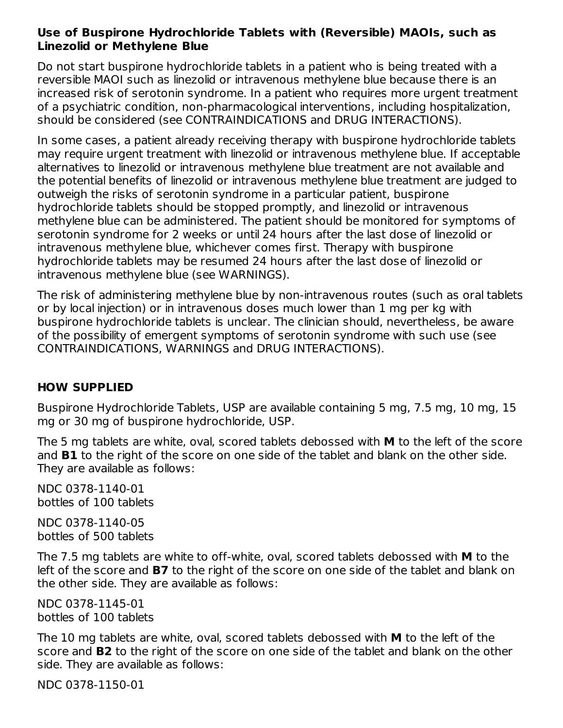### Use of Buspirone Hydrochloride Tablets with (Reversible) MAOIs, such as Linezolid or Methylene Blue

Do not start buspirone hydrochloride tablets in a patient who is being treated with a reversible MAOI such as linezolid or intravenous methylene blue because there is an increased risk of serotonin syndrome. In a patient who requires more urgent treatment of a psychiatric condition, non-pharmacological interventions, including hospitalization, should be considered (see CONTRAINDICATIONS and DRUG INTERACTIONS).

In some cases, a patient already receiving therapy with buspirone hydrochloride tablets may require urgent treatment with linezolid or intravenous methylene blue. If acceptable alternatives to linezolid or intravenous methylene blue treatment are not available and the potential benefits of linezolid or intravenous methylene blue treatment are judged to outweigh the risks of serotonin syndrome in a particular patient, buspirone hydrochloride tablets should be stopped promptly, and linezolid or intravenous methylene blue can be administered. The patient should be monitored for symptoms of serotonin syndrome for 2 weeks or until 24 hours after the last dose of linezolid or intravenous methylene blue, whichever comes first. Therapy with buspirone hydrochloride tablets may be resumed 24 hours after the last dose of linezolid or intravenous methylene blue (see WARNINGS).

The risk of administering methylene blue by non-intravenous routes (such as oral tablets or by local injection) or in intravenous doses much lower than 1 mg per kg with buspirone hydrochloride tablets is unclear. The clinician should, nevertheless, be aware of the possibility of emergent symptoms of serotonin syndrome with such use (see CONTRAINDICATIONS, WARNINGS and DRUG INTERACTIONS).

## HOW SUPPLIED

Buspirone Hydrochloride Tablets, USP are available containing 5 mg, 7.5 mg, 10 mg, 15 mg or 30 mg of buspirone hydrochloride, USP.

The 5 mg tablets are white, oval, scored tablets debossed with **M** to the left of the score and **B1** to the right of the score on one side of the tablet and blank on the other side. They are available as follows:

NDC 0378-1140-01
bottles of 100 tablets

NDC 0378-1140-05
bottles of 500 tablets

The 7.5 mg tablets are white to off-white, oval, scored tablets debossed with **M** to the left of the score and **B7** to the right of the score on one side of the tablet and blank on the other side. They are available as follows:

NDC 0378-1145-01
bottles of 100 tablets

The 10 mg tablets are white, oval, scored tablets debossed with **M** to the left of the score and **B2** to the right of the score on one side of the tablet and blank on the other side. They are available as follows:

NDC 0378-1150-01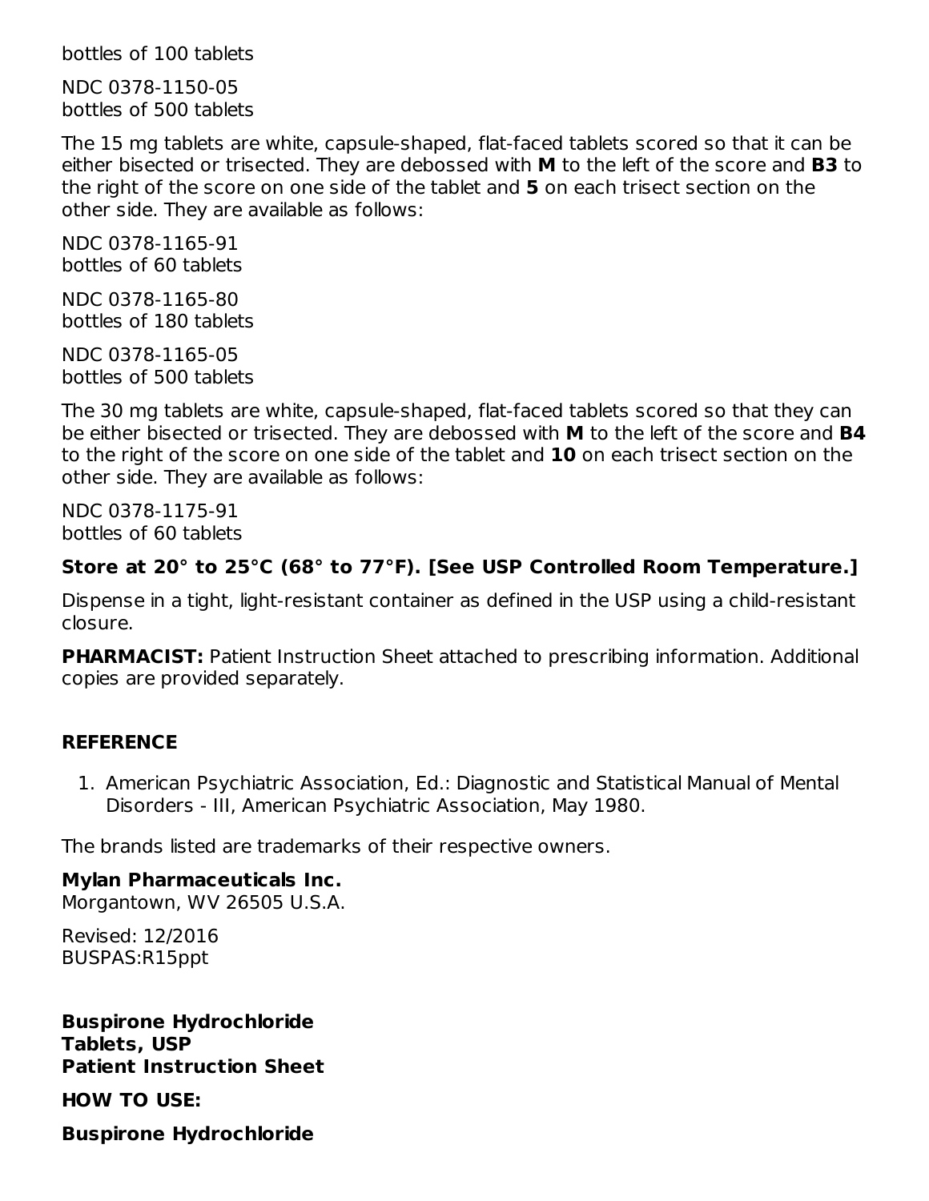bottles of 100 tablets

NDC 0378-1150-05
bottles of 500 tablets

The 15 mg tablets are white, capsule-shaped, flat-faced tablets scored so that it can be either bisected or trisected. They are debossed with **M** to the left of the score and **B3** to the right of the score on one side of the tablet and **5** on each trisect section on the other side. They are available as follows:

NDC 0378-1165-91
bottles of 60 tablets

NDC 0378-1165-80
bottles of 180 tablets

NDC 0378-1165-05
bottles of 500 tablets

The 30 mg tablets are white, capsule-shaped, flat-faced tablets scored so that they can be either bisected or trisected. They are debossed with **M** to the left of the score and **B4** to the right of the score on one side of the tablet and **10** on each trisect section on the other side. They are available as follows:

NDC 0378-1175-91
bottles of 60 tablets

**Store at 20° to 25°C (68° to 77°F). [See USP Controlled Room Temperature.]**

Dispense in a tight, light-resistant container as defined in the USP using a child-resistant closure.

**PHARMACIST:** Patient Instruction Sheet attached to prescribing information. Additional copies are provided separately.

## REFERENCE

1. American Psychiatric Association, Ed.: Diagnostic and Statistical Manual of Mental Disorders - III, American Psychiatric Association, May 1980.

The brands listed are trademarks of their respective owners.

**Mylan Pharmaceuticals Inc.**
Morgantown, WV 26505 U.S.A.

Revised: 12/2016
BUSPAS:R15ppt

**Buspirone Hydrochloride**
**Tablets, USP**
**Patient Instruction Sheet**

**HOW TO USE:**

**Buspirone Hydrochloride**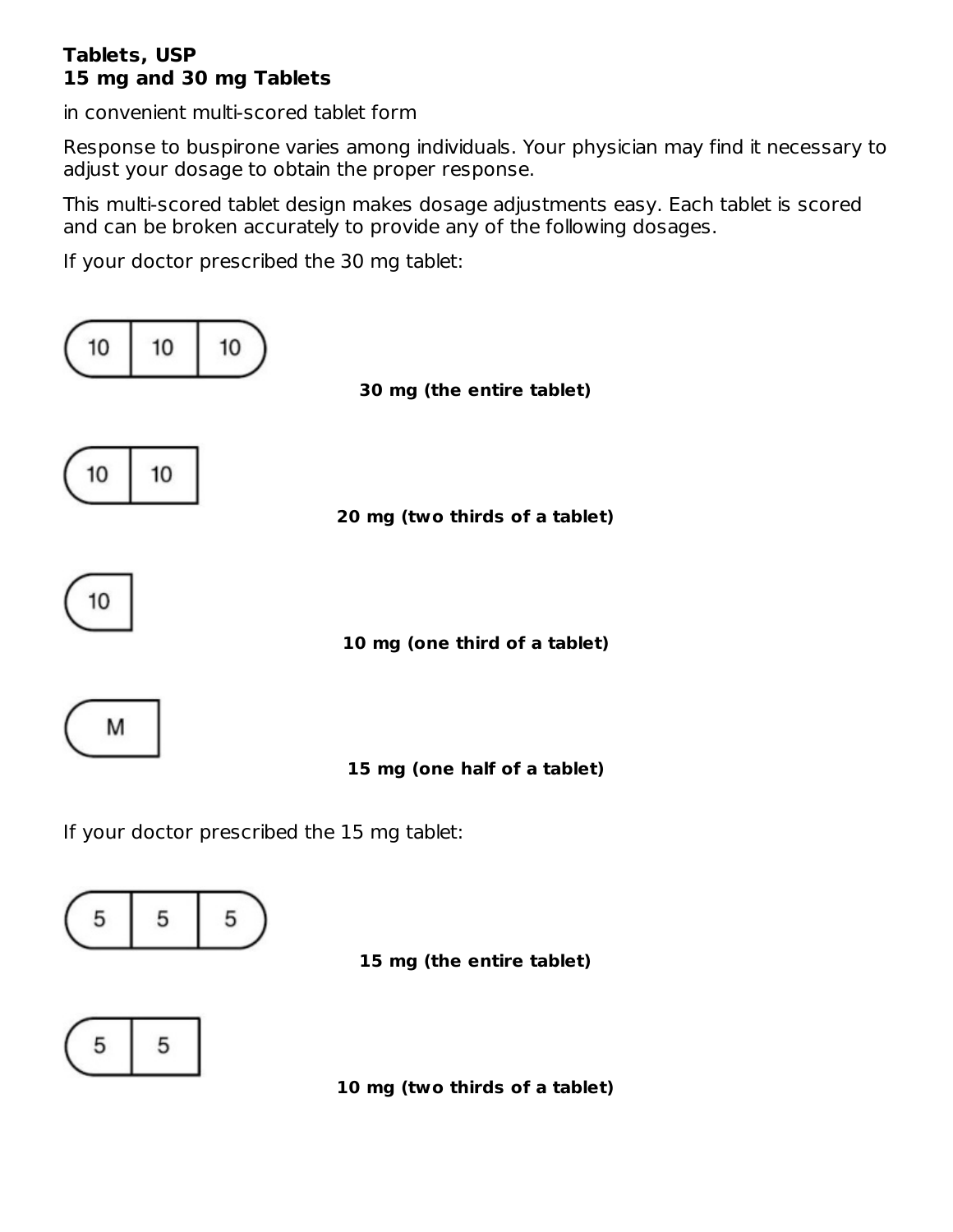**Tablets, USP**
**15 mg and 30 mg Tablets**

in convenient multi-scored tablet form

Response to buspirone varies among individuals. Your physician may find it necessary to adjust your dosage to obtain the proper response.

This multi-scored tablet design makes dosage adjustments easy. Each tablet is scored and can be broken accurately to provide any of the following dosages.

If your doctor prescribed the 30 mg tablet:

10 | 10 | 10

**30 mg (the entire tablet)**

10 | 10

**20 mg (two thirds of a tablet)**

10

**10 mg (one third of a tablet)**

M

**15 mg (one half of a tablet)**

If your doctor prescribed the 15 mg tablet:

5 | 5 | 5

**15 mg (the entire tablet)**

5 | 5

**10 mg (two thirds of a tablet)**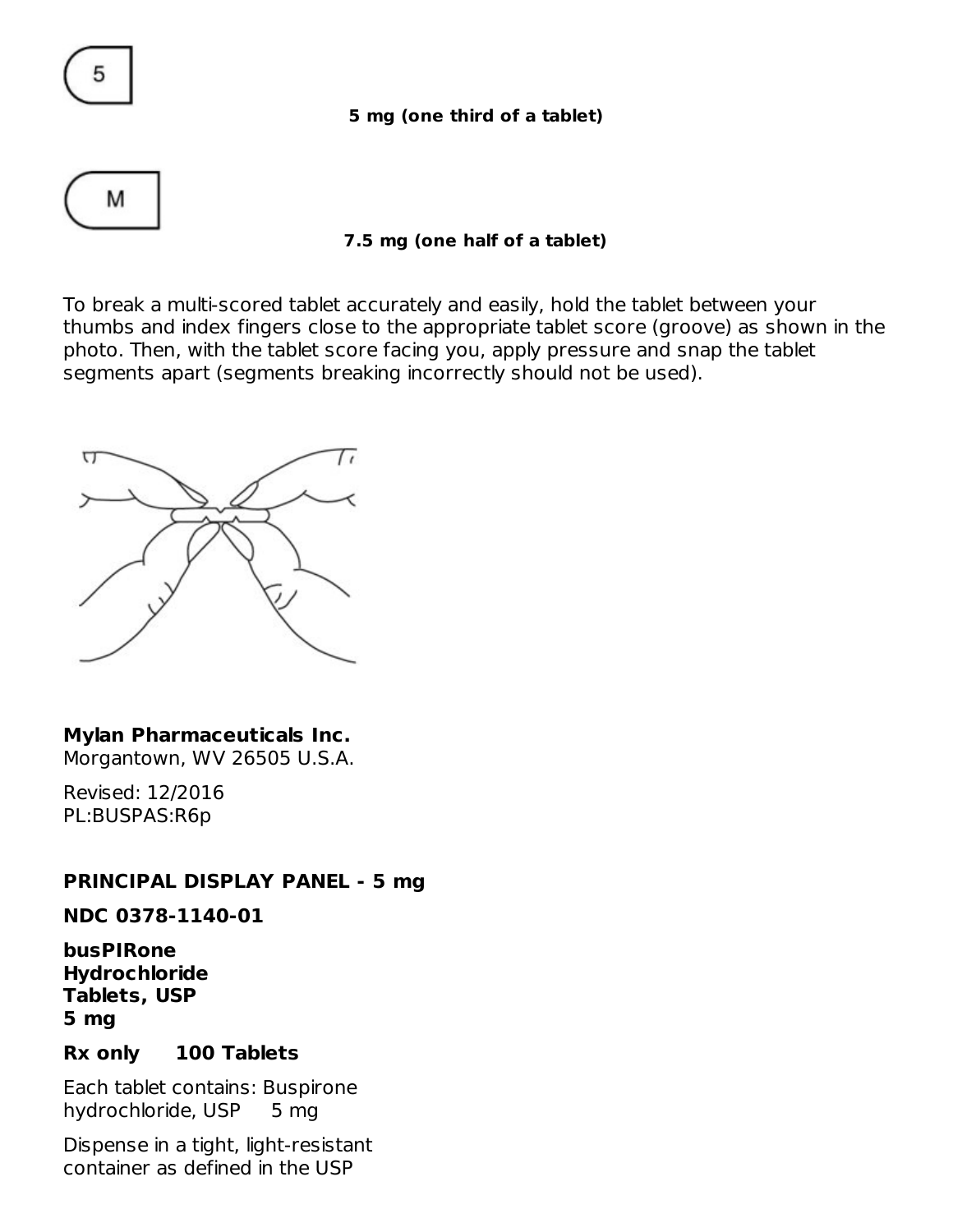5 mg (one third of a tablet)

7.5 mg (one half of a tablet)

To break a multi-scored tablet accurately and easily, hold the tablet between your thumbs and index fingers close to the appropriate tablet score (groove) as shown in the photo. Then, with the tablet score facing you, apply pressure and snap the tablet segments apart (segments breaking incorrectly should not be used).

**Mylan Pharmaceuticals Inc.**
Morgantown, WV 26505 U.S.A.

Revised: 12/2016
PL:BUSPAS:R6p

**PRINCIPAL DISPLAY PANEL - 5 mg**

**NDC 0378-1140-01**

**busPIRone Hydrochloride Tablets, USP 5 mg**

**Rx only 100 Tablets**

Each tablet contains: Buspirone hydrochloride, USP 5 mg

Dispense in a tight, light-resistant container as defined in the USP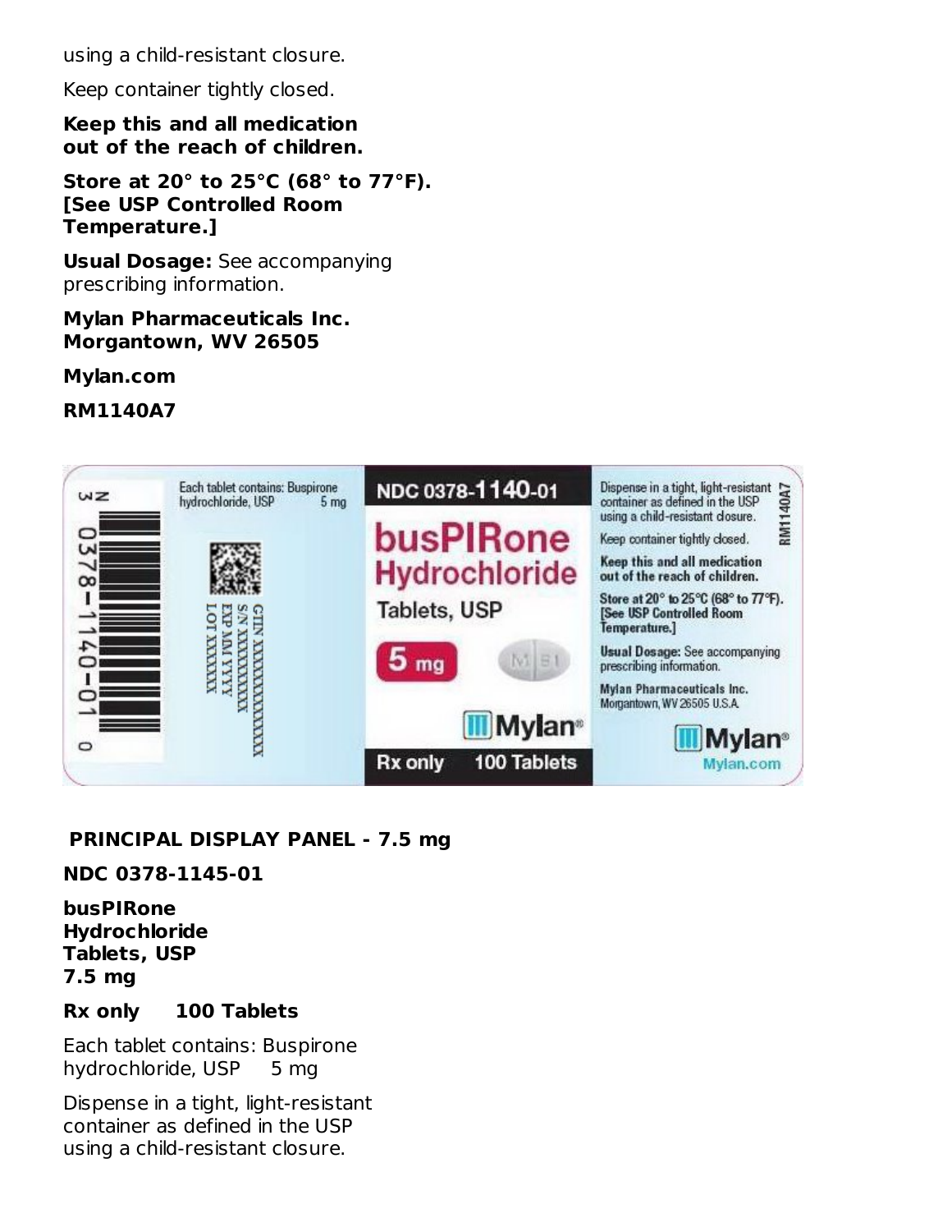using a child-resistant closure.

Keep container tightly closed.

**Keep this and all medication out of the reach of children.**

**Store at 20° to 25°C (68° to 77°F). [See USP Controlled Room Temperature.]**

**Usual Dosage:** See accompanying prescribing information.

**Mylan Pharmaceuticals Inc.**
**Morgantown, WV 26505**

**Mylan.com**

**RM1140A7**

**PRINCIPAL DISPLAY PANEL - 7.5 mg**

**NDC 0378-1145-01**

**busPIRone Hydrochloride Tablets, USP 7.5 mg**

**Rx only 100 Tablets**

Each tablet contains: Buspirone hydrochloride, USP 5 mg

Dispense in a tight, light-resistant container as defined in the USP using a child-resistant closure.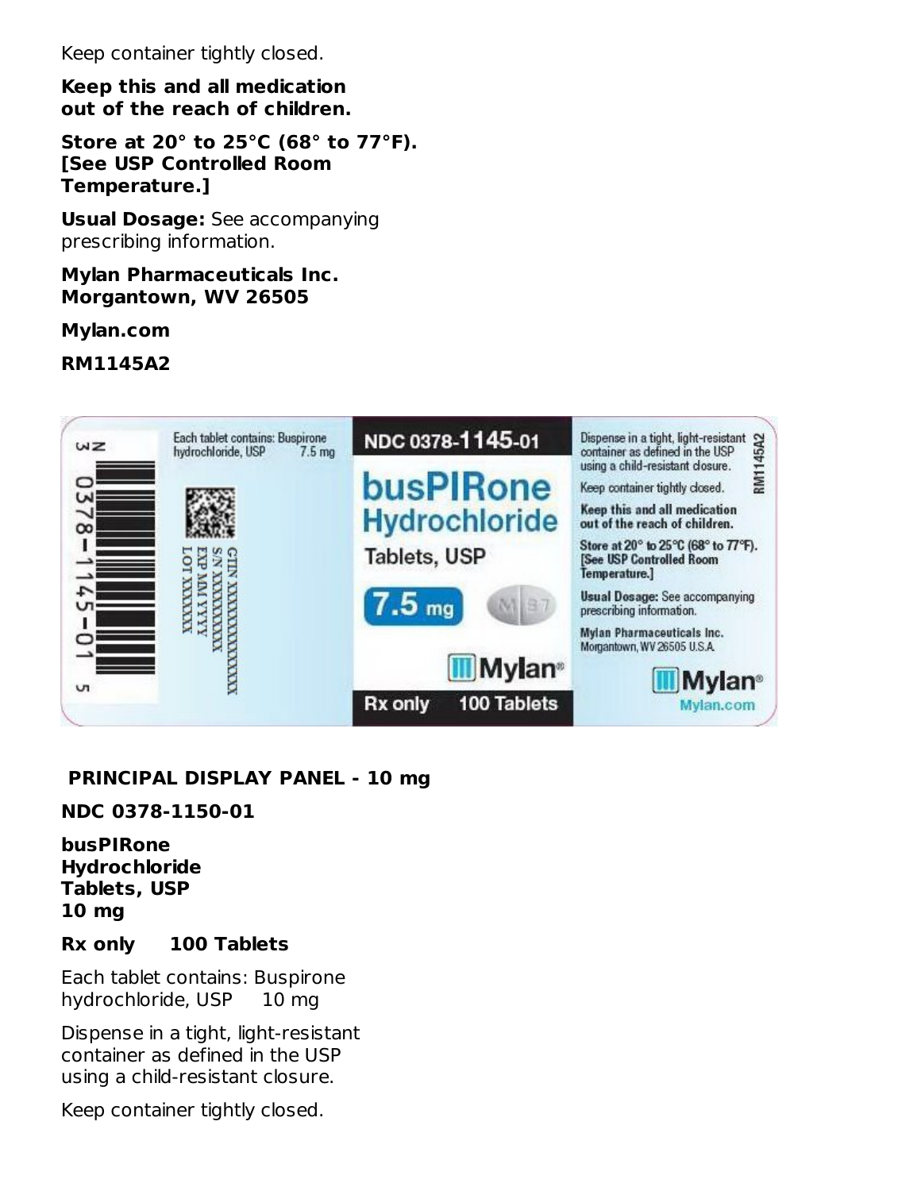Keep container tightly closed.

**Keep this and all medication out of the reach of children.**

**Store at 20° to 25°C (68° to 77°F). [See USP Controlled Room Temperature.]**

**Usual Dosage:** See accompanying prescribing information.

**Mylan Pharmaceuticals Inc.**
**Morgantown, WV 26505**

**Mylan.com**

**RM1145A2**

N 3 0378-1145-01 5

Each tablet contains: Buspirone hydrochloride, USP 7.5 mg

GTIN XXXXXXXXXXXXXX
S/N XXXXXXXXXX
EXP MM YYYY
LOT XXXXXXX

NDC 0378-1145-01

busPIRone Hydrochloride Tablets, USP

7.5 mg

M 37

Mylan®

Rx only 100 Tablets

Dispense in a tight, light-resistant container as defined in the USP using a child-resistant closure.

Keep container tightly closed.

**Keep this and all medication out of the reach of children.**

**Store at 20° to 25°C (68° to 77°F). [See USP Controlled Room Temperature.]**

**Usual Dosage:** See accompanying prescribing information.

**Mylan Pharmaceuticals Inc.**
Morgantown, WV 26505 U.S.A.

Mylan®
Mylan.com

RM1145A2

## PRINCIPAL DISPLAY PANEL - 10 mg

**NDC 0378-1150-01**

**busPIRone Hydrochloride Tablets, USP 10 mg**

**Rx only 100 Tablets**

Each tablet contains: Buspirone hydrochloride, USP 10 mg

Dispense in a tight, light-resistant container as defined in the USP using a child-resistant closure.

Keep container tightly closed.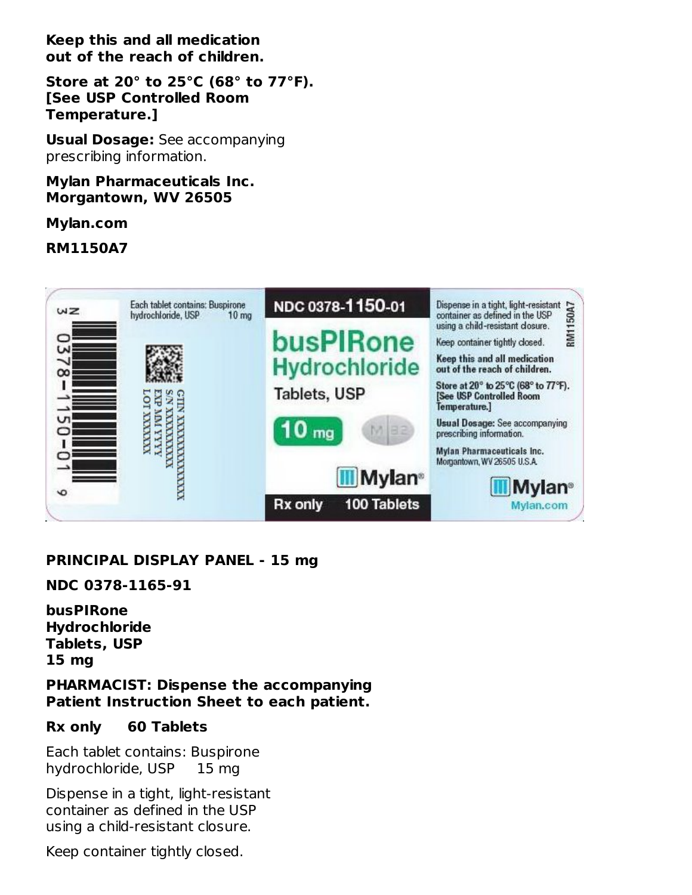**Keep this and all medication out of the reach of children.**

**Store at 20° to 25°C (68° to 77°F). [See USP Controlled Room Temperature.]**

**Usual Dosage:** See accompanying prescribing information.

**Mylan Pharmaceuticals Inc. Morgantown, WV 26505**

**Mylan.com**

**RM1150A7**

N 3 0378-1150-01 9

Each tablet contains: Buspirone hydrochloride, USP 10 mg

GTIN XXXXXXXXXXXXXX
S/N XXXXXXXXXX
EXP MM YYYY
LOT XXXXXX

NDC 0378-1150-01

busPIRone Hydrochloride Tablets, USP

10 mg

M B2

Mylan®

Rx only 100 Tablets

Dispense in a tight, light-resistant container as defined in the USP using a child-resistant closure.

Keep container tightly closed.

**Keep this and all medication out of the reach of children.**

**Store at 20° to 25°C (68° to 77°F). [See USP Controlled Room Temperature.]**

**Usual Dosage:** See accompanying prescribing information.

**Mylan Pharmaceuticals Inc.** Morgantown, WV 26505 U.S.A.

Mylan®

Mylan.com

RM1150A7

**PRINCIPAL DISPLAY PANEL - 15 mg**

**NDC 0378-1165-91**

**busPIRone Hydrochloride Tablets, USP 15 mg**

**PHARMACIST: Dispense the accompanying Patient Instruction Sheet to each patient.**

**Rx only 60 Tablets**

Each tablet contains: Buspirone hydrochloride, USP 15 mg

Dispense in a tight, light-resistant container as defined in the USP using a child-resistant closure.

Keep container tightly closed.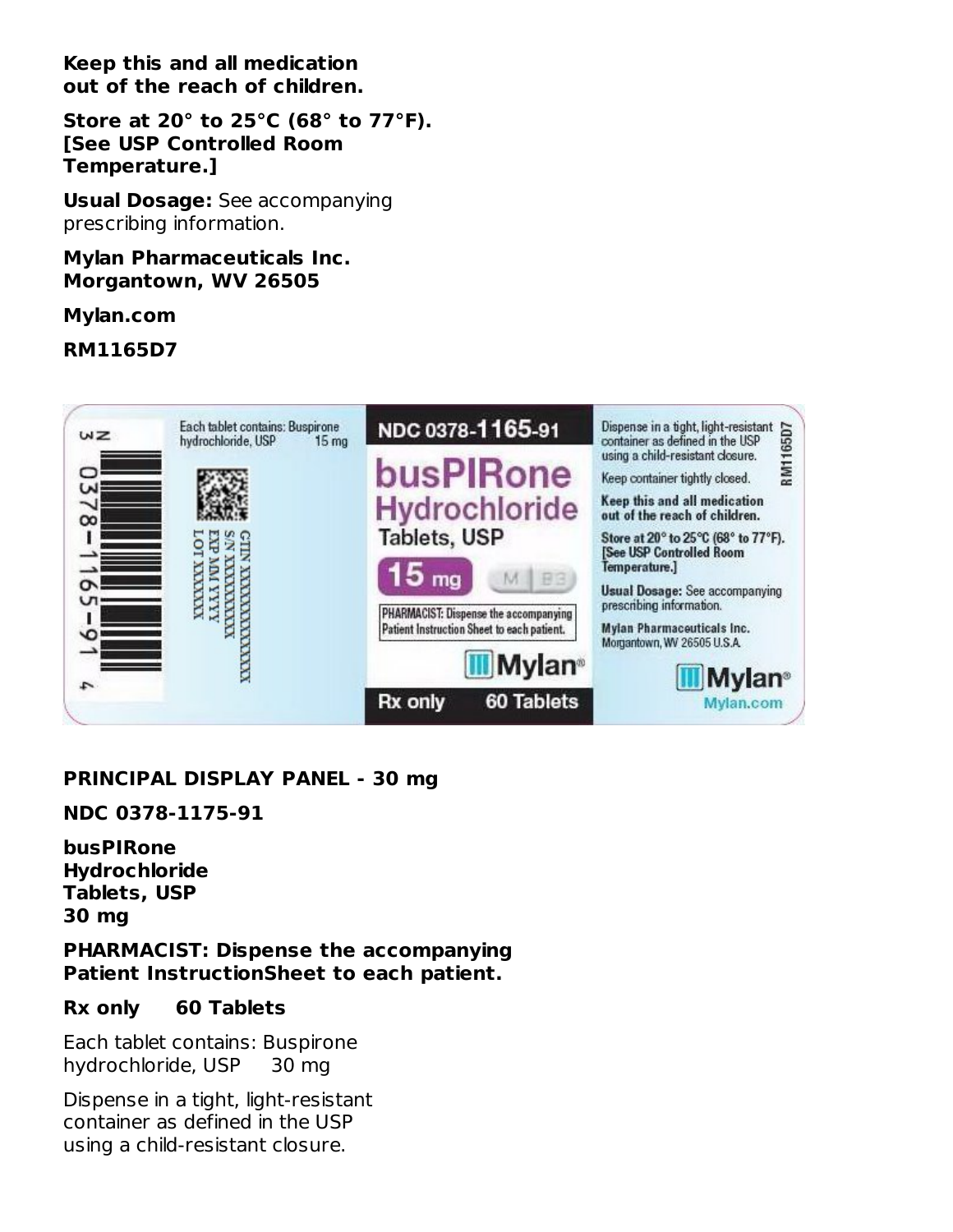**Keep this and all medication out of the reach of children.**

**Store at 20° to 25°C (68° to 77°F). [See USP Controlled Room Temperature.]**

**Usual Dosage:** See accompanying prescribing information.

**Mylan Pharmaceuticals Inc.**
**Morgantown, WV 26505**

**Mylan.com**

**RM1165D7**

N 3 0378-1165-91 4

Each tablet contains: Buspirone hydrochloride, USP 15 mg

GTIN XXXXXXXXXXXXXX
S/N XXXXXXXXXX
EXP MM/YYYY
LOT XXXXXXX

NDC 0378-1165-91

busPIRone Hydrochloride Tablets, USP

15 mg

M B3

PHARMACIST: Dispense the accompanying Patient Instruction Sheet to each patient.

Mylan®

Rx only 60 Tablets

Dispense in a tight, light-resistant container as defined in the USP using a child-resistant closure.

Keep container tightly closed.

**Keep this and all medication out of the reach of children.**

**Store at 20° to 25°C (68° to 77°F). [See USP Controlled Room Temperature.]**

**Usual Dosage:** See accompanying prescribing information.

**Mylan Pharmaceuticals Inc.**
Morgantown, WV 26505 U.S.A.

RM1165D7

Mylan®
Mylan.com

**PRINCIPAL DISPLAY PANEL - 30 mg**

**NDC 0378-1175-91**

**busPIRone Hydrochloride Tablets, USP 30 mg**

**PHARMACIST: Dispense the accompanying Patient InstructionSheet to each patient.**

**Rx only 60 Tablets**

Each tablet contains: Buspirone hydrochloride, USP 30 mg

Dispense in a tight, light-resistant container as defined in the USP using a child-resistant closure.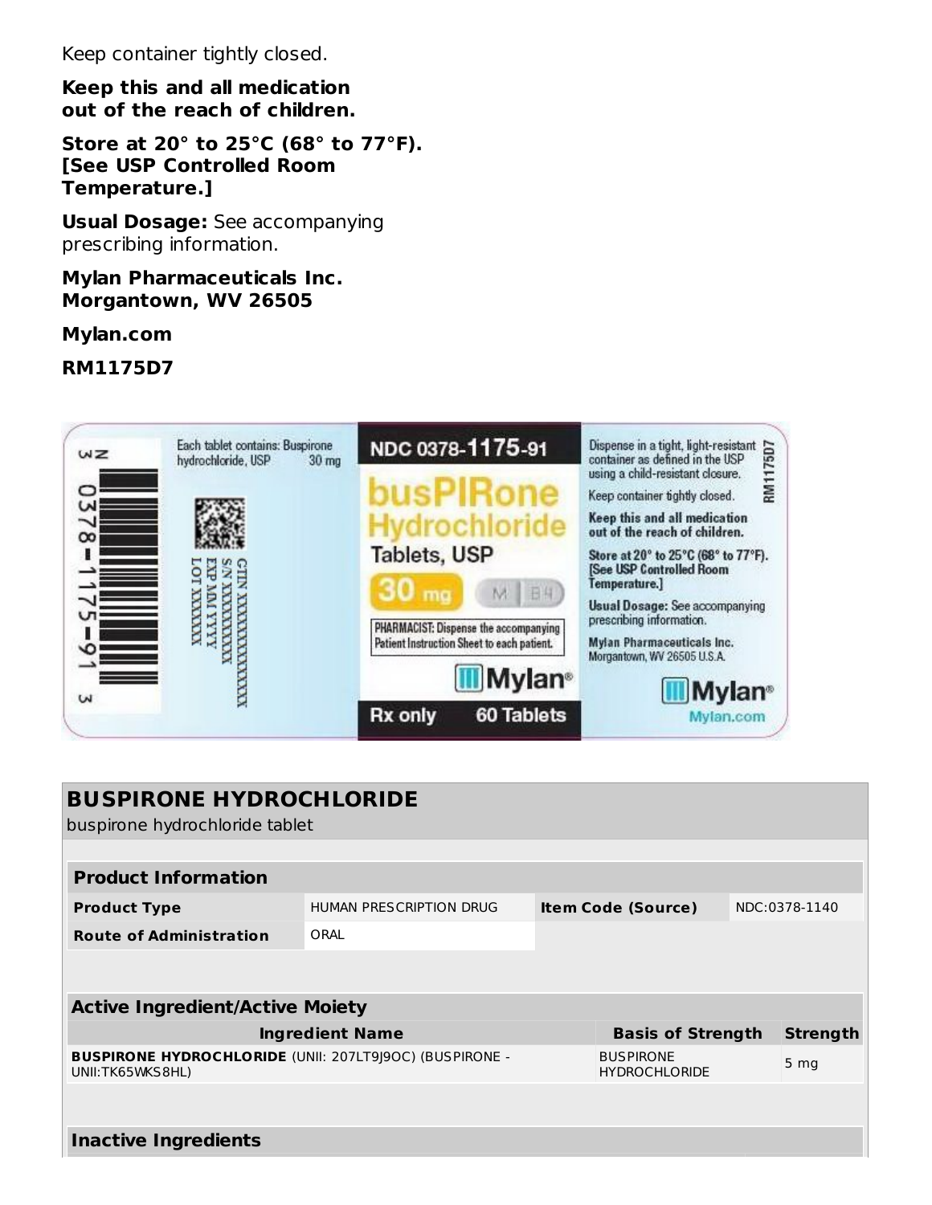Keep container tightly closed.

**Keep this and all medication out of the reach of children.**

**Store at 20° to 25°C (68° to 77°F). [See USP Controlled Room Temperature.]**

**Usual Dosage:** See accompanying prescribing information.

**Mylan Pharmaceuticals Inc.**
**Morgantown, WV 26505**

**Mylan.com**

**RM1175D7**

Each tablet contains: Buspirone hydrochloride, USP 30 mg

GTIN XXXXXXXXXXXXXX
S/N XXXXXXXXXX
EXP MM YYYY
LOT XXXXXXX

NDC 0378-1175-91

busPIRone Hydrochloride Tablets, USP

30 mg

PHARMACIST: Dispense the accompanying Patient Instruction Sheet to each patient.

Mylan®

Rx only 60 Tablets

Dispense in a tight, light-resistant container as defined in the USP using a child-resistant closure.

Keep container tightly closed.

Keep this and all medication out of the reach of children.

Store at 20° to 25°C (68° to 77°F). [See USP Controlled Room Temperature.]

Usual Dosage: See accompanying prescribing information.

Mylan Pharmaceuticals Inc. Morgantown, WV 26505 U.S.A.

Mylan® Mylan.com

RM1175D7

## BUSPIRONE HYDROCHLORIDE
buspirone hydrochloride tablet

| **Product Information** | | | |
|---|---|---|---|
| **Product Type** | HUMAN PRESCRIPTION DRUG | **Item Code (Source)** | NDC:0378-1140 |
| **Route of Administration** | ORAL | | |

| **Active Ingredient/Active Moiety** | | |
|---|---|---|
| **Ingredient Name** | **Basis of Strength** | **Strength** |
| **BUSPIRONE HYDROCHLORIDE** (UNII: 207LT9J9OC) (BUSPIRONE - UNII:TK65WKS8HL) | BUSPIRONE HYDROCHLORIDE | 5 mg |

| **Inactive Ingredients** |
|---|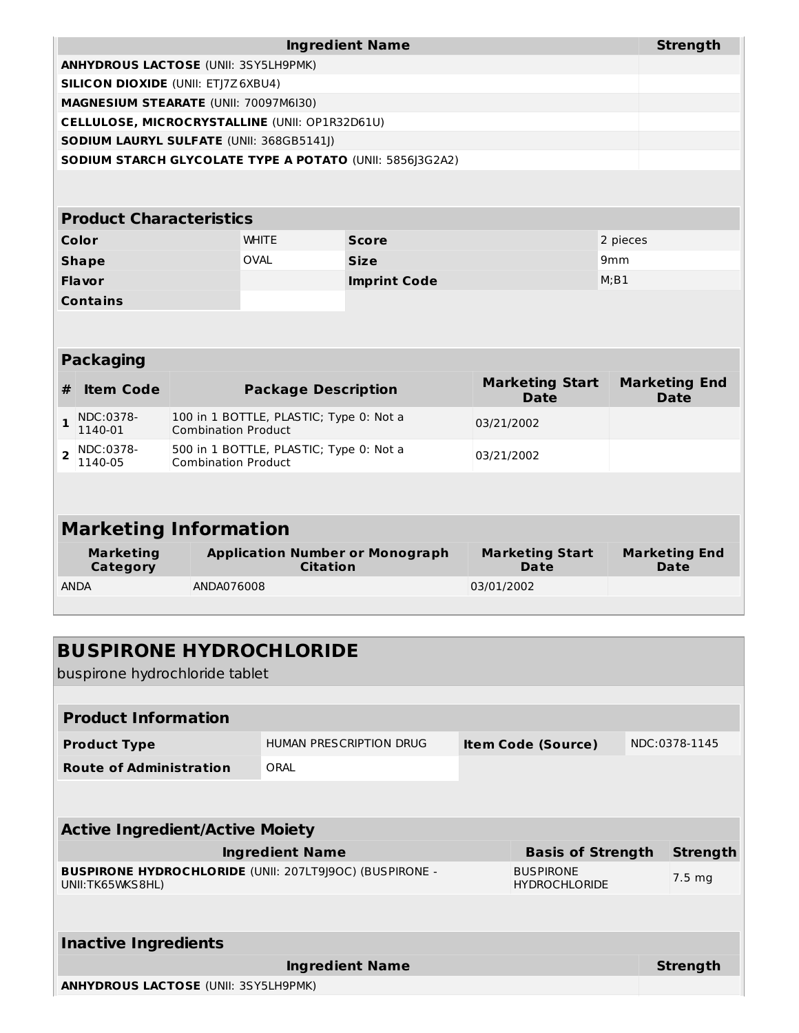| Ingredient Name | Strength |
| --- | --- |
| **ANHYDROUS LACTOSE** (UNII: 3SY5LH9PMK) | |
| **SILICON DIOXIDE** (UNII: ETJ7Z6XBU4) | |
| **MAGNESIUM STEARATE** (UNII: 70097M6I30) | |
| **CELLULOSE, MICROCRYSTALLINE** (UNII: OP1R32D61U) | |
| **SODIUM LAURYL SULFATE** (UNII: 368GB5141J) | |
| **SODIUM STARCH GLYCOLATE TYPE A POTATO** (UNII: 5856J3G2A2) | |

| Product Characteristics | | | |
| --- | --- | --- | --- |
| **Color** | WHITE | **Score** | 2 pieces |
| **Shape** | OVAL | **Size** | 9mm |
| **Flavor** | | **Imprint Code** | M;B1 |
| **Contains** | | | |

**Packaging**

| # | Item Code | Package Description | Marketing Start Date | Marketing End Date |
| --- | --- | --- | --- | --- |
| 1 | NDC:0378-1140-01 | 100 in 1 BOTTLE, PLASTIC; Type 0: Not a Combination Product | 03/21/2002 | |
| 2 | NDC:0378-1140-05 | 500 in 1 BOTTLE, PLASTIC; Type 0: Not a Combination Product | 03/21/2002 | |

**Marketing Information**

| Marketing Category | Application Number or Monograph Citation | Marketing Start Date | Marketing End Date |
| --- | --- | --- | --- |
| ANDA | ANDA076008 | 03/01/2002 | |

## BUSPIRONE HYDROCHLORIDE

buspirone hydrochloride tablet

| Product Information | | | |
| --- | --- | --- | --- |
| **Product Type** | HUMAN PRESCRIPTION DRUG | **Item Code (Source)** | NDC:0378-1145 |
| **Route of Administration** | ORAL | | |

**Active Ingredient/Active Moiety**

| Ingredient Name | Basis of Strength | Strength |
| --- | --- | --- |
| **BUSPIRONE HYDROCHLORIDE** (UNII: 207LT9J9OC) (BUSPIRONE - UNII:TK65WKS8HL) | BUSPIRONE HYDROCHLORIDE | 7.5 mg |

**Inactive Ingredients**

| Ingredient Name | Strength |
| --- | --- |
| **ANHYDROUS LACTOSE** (UNII: 3SY5LH9PMK) | |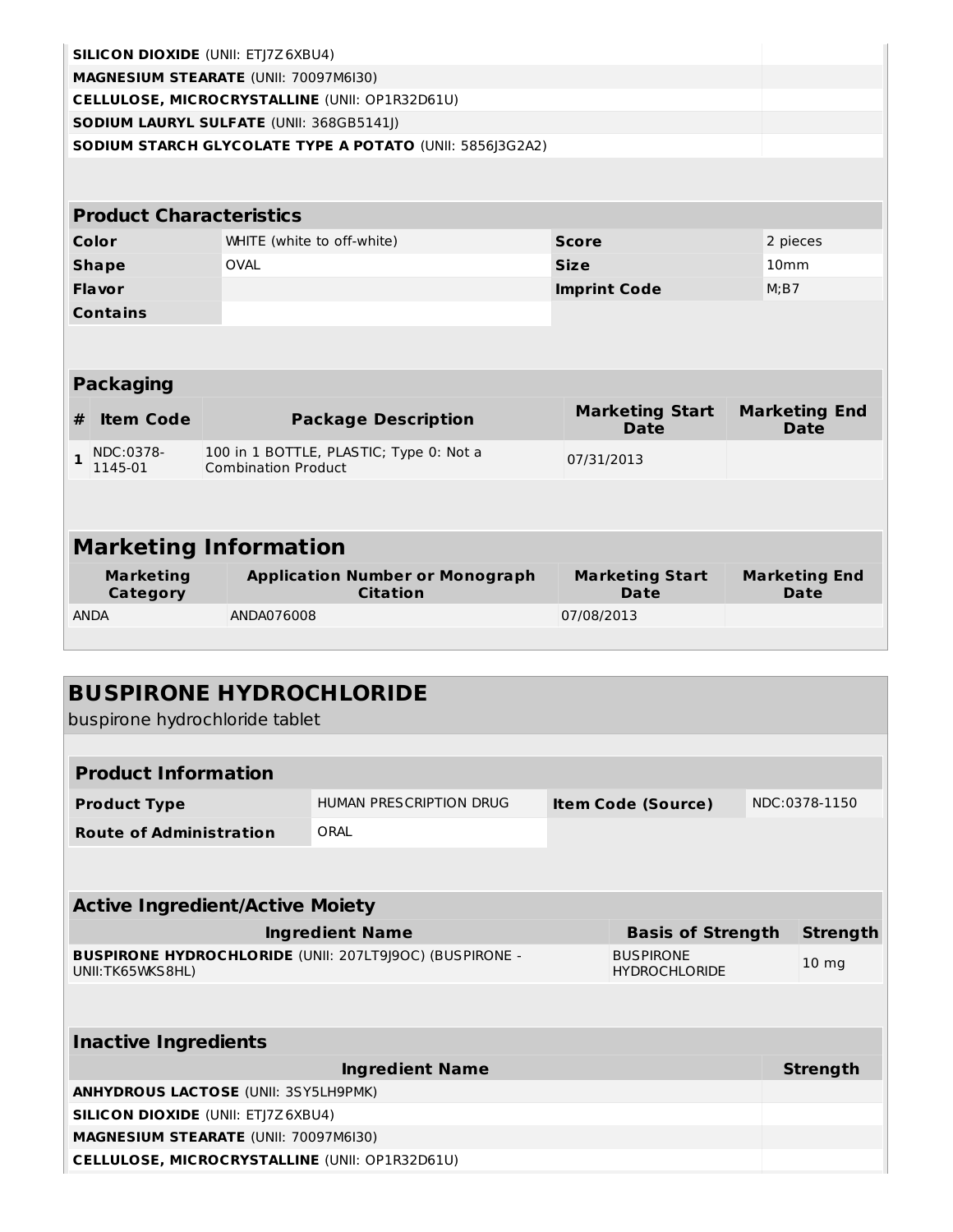| Ingredient Name | Strength |
|---|---|
| **SILICON DIOXIDE** (UNII: ETJ7Z6XBU4) | |
| **MAGNESIUM STEARATE** (UNII: 70097M6I30) | |
| **CELLULOSE, MICROCRYSTALLINE** (UNII: OP1R32D61U) | |
| **SODIUM LAURYL SULFATE** (UNII: 368GB5141J) | |
| **SODIUM STARCH GLYCOLATE TYPE A POTATO** (UNII: 5856J3G2A2) | |

| Product Characteristics | | | |
|---|---|---|---|
| **Color** | WHITE (white to off-white) | **Score** | 2 pieces |
| **Shape** | OVAL | **Size** | 10mm |
| **Flavor** | | **Imprint Code** | M;B7 |
| **Contains** | | | |

**Packaging**

| # | Item Code | Package Description | Marketing Start Date | Marketing End Date |
|---|---|---|---|---|
| 1 | NDC:0378-1145-01 | 100 in 1 BOTTLE, PLASTIC; Type 0: Not a Combination Product | 07/31/2013 | |

**Marketing Information**

| Marketing Category | Application Number or Monograph Citation | Marketing Start Date | Marketing End Date |
|---|---|---|---|
| ANDA | ANDA076008 | 07/08/2013 | |

## BUSPIRONE HYDROCHLORIDE

buspirone hydrochloride tablet

| Product Information | | | |
|---|---|---|---|
| **Product Type** | HUMAN PRESCRIPTION DRUG | **Item Code (Source)** | NDC:0378-1150 |
| **Route of Administration** | ORAL | | |

**Active Ingredient/Active Moiety**

| Ingredient Name | Basis of Strength | Strength |
|---|---|---|
| **BUSPIRONE HYDROCHLORIDE** (UNII: 207LT9J9OC) (BUSPIRONE - UNII:TK65WKS8HL) | BUSPIRONE HYDROCHLORIDE | 10 mg |

**Inactive Ingredients**

| Ingredient Name | Strength |
|---|---|
| **ANHYDROUS LACTOSE** (UNII: 3SY5LH9PMK) | |
| **SILICON DIOXIDE** (UNII: ETJ7Z6XBU4) | |
| **MAGNESIUM STEARATE** (UNII: 70097M6I30) | |
| **CELLULOSE, MICROCRYSTALLINE** (UNII: OP1R32D61U) | |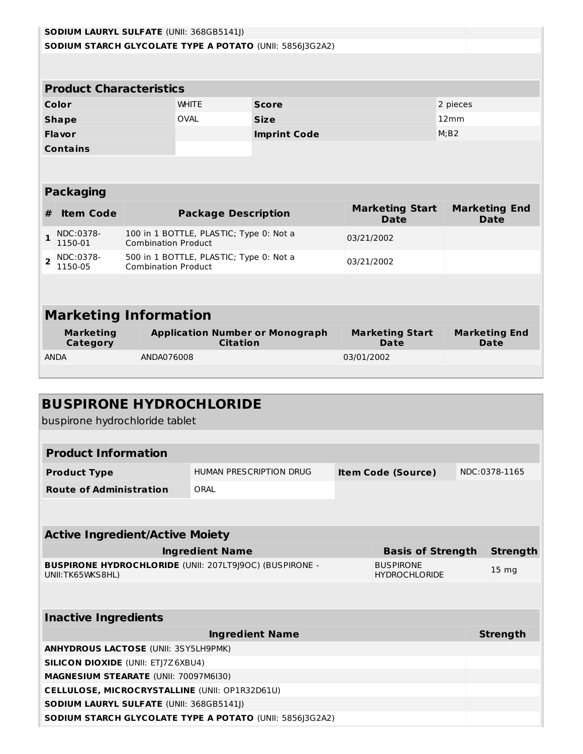| | |
|---|---|
| **SODIUM LAURYL SULFATE** (UNII: 368GB5141J) | |
| **SODIUM STARCH GLYCOLATE TYPE A POTATO** (UNII: 5856J3G2A2) | |

| Product Characteristics | | | |
|---|---|---|---|
| **Color** | WHITE | **Score** | 2 pieces |
| **Shape** | OVAL | **Size** | 12mm |
| **Flavor** | | **Imprint Code** | M;B2 |
| **Contains** | | | |

| Packaging | | | | |
|---|---|---|---|---|
| **#** | **Item Code** | **Package Description** | **Marketing Start Date** | **Marketing End Date** |
| **1** | NDC:0378-1150-01 | 100 in 1 BOTTLE, PLASTIC; Type 0: Not a Combination Product | 03/21/2002 | |
| **2** | NDC:0378-1150-05 | 500 in 1 BOTTLE, PLASTIC; Type 0: Not a Combination Product | 03/21/2002 | |

## Marketing Information

| Marketing Category | Application Number or Monograph Citation | Marketing Start Date | Marketing End Date |
|---|---|---|---|
| ANDA | ANDA076008 | 03/01/2002 | |

## BUSPIRONE HYDROCHLORIDE

buspirone hydrochloride tablet

| Product Information | | | |
|---|---|---|---|
| **Product Type** | HUMAN PRESCRIPTION DRUG | **Item Code (Source)** | NDC:0378-1165 |
| **Route of Administration** | ORAL | | |

| Active Ingredient/Active Moiety | | |
|---|---|---|
| **Ingredient Name** | **Basis of Strength** | **Strength** |
| **BUSPIRONE HYDROCHLORIDE** (UNII: 207LT9J9OC) (BUSPIRONE - UNII:TK65WKS8HL) | BUSPIRONE HYDROCHLORIDE | 15 mg |

| Inactive Ingredients | |
|---|---|
| **Ingredient Name** | **Strength** |
| **ANHYDROUS LACTOSE** (UNII: 3SY5LH9PMK) | |
| **SILICON DIOXIDE** (UNII: ETJ7Z6XBU4) | |
| **MAGNESIUM STEARATE** (UNII: 70097M6I30) | |
| **CELLULOSE, MICROCRYSTALLINE** (UNII: OP1R32D61U) | |
| **SODIUM LAURYL SULFATE** (UNII: 368GB5141J) | |
| **SODIUM STARCH GLYCOLATE TYPE A POTATO** (UNII: 5856J3G2A2) | |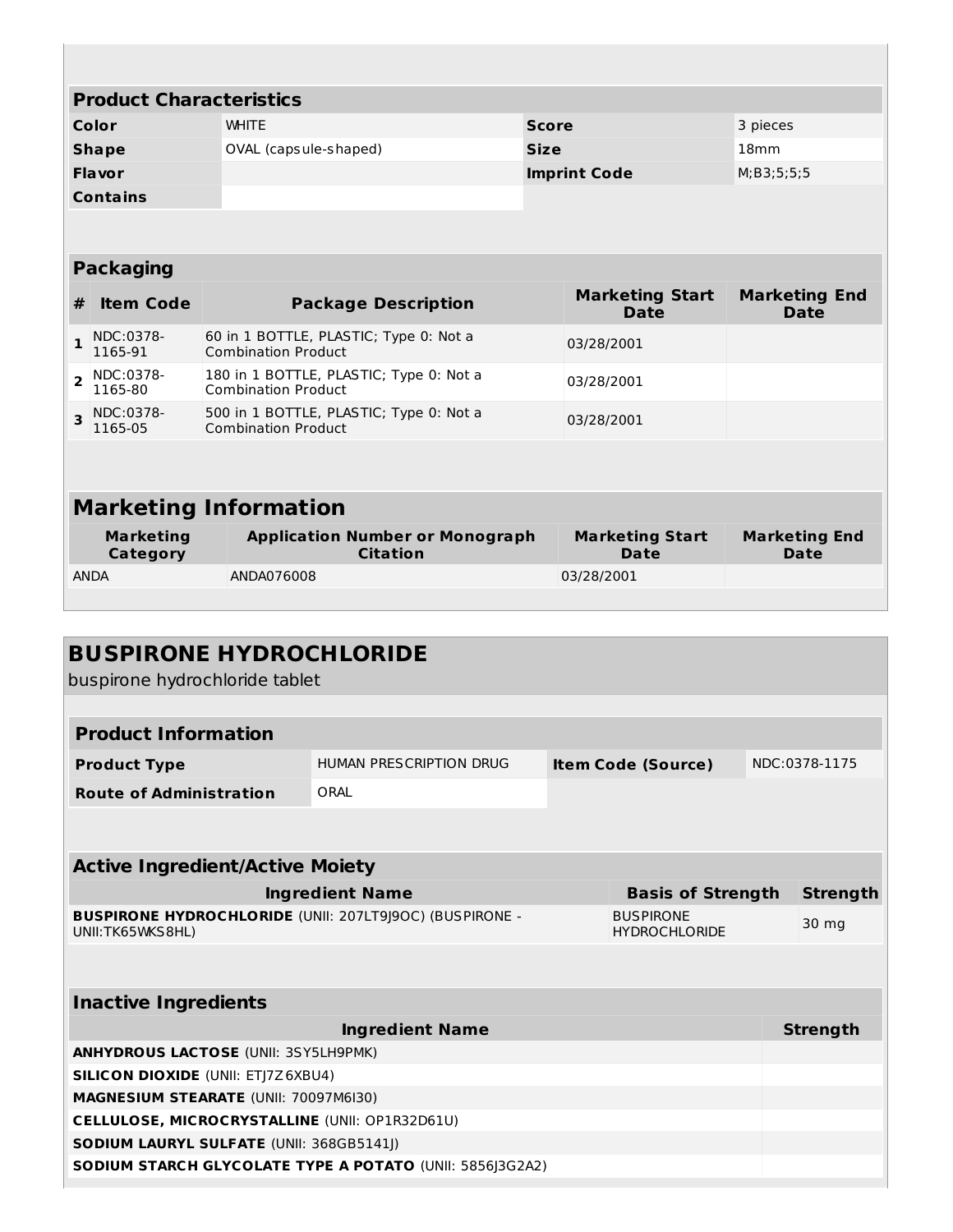## Product Characteristics

| Color | WHITE | Score | 3 pieces |
|---|---|---|---|
| Shape | OVAL (capsule-shaped) | Size | 18mm |
| Flavor | | Imprint Code | M;B3;5;5;5 |
| Contains | | | |

## Packaging

| # | Item Code | Package Description | Marketing Start Date | Marketing End Date |
|---|---|---|---|---|
| 1 | NDC:0378-1165-91 | 60 in 1 BOTTLE, PLASTIC; Type 0: Not a Combination Product | 03/28/2001 | |
| 2 | NDC:0378-1165-80 | 180 in 1 BOTTLE, PLASTIC; Type 0: Not a Combination Product | 03/28/2001 | |
| 3 | NDC:0378-1165-05 | 500 in 1 BOTTLE, PLASTIC; Type 0: Not a Combination Product | 03/28/2001 | |

## Marketing Information

| Marketing Category | Application Number or Monograph Citation | Marketing Start Date | Marketing End Date |
|---|---|---|---|
| ANDA | ANDA076008 | 03/28/2001 | |

# BUSPIRONE HYDROCHLORIDE

buspirone hydrochloride tablet

## Product Information

| Product Type | HUMAN PRESCRIPTION DRUG | Item Code (Source) | NDC:0378-1175 |
|---|---|---|---|
| Route of Administration | ORAL | | |

## Active Ingredient/Active Moiety

| Ingredient Name | Basis of Strength | Strength |
|---|---|---|
| **BUSPIRONE HYDROCHLORIDE** (UNII: 207LT9J9OC) (BUSPIRONE - UNII:TK65WKS8HL) | BUSPIRONE HYDROCHLORIDE | 30 mg |

## Inactive Ingredients

| Ingredient Name | Strength |
|---|---|
| **ANHYDROUS LACTOSE** (UNII: 3SY5LH9PMK) | |
| **SILICON DIOXIDE** (UNII: ETJ7Z6XBU4) | |
| **MAGNESIUM STEARATE** (UNII: 70097M6I30) | |
| **CELLULOSE, MICROCRYSTALLINE** (UNII: OP1R32D61U) | |
| **SODIUM LAURYL SULFATE** (UNII: 368GB5141J) | |
| **SODIUM STARCH GLYCOLATE TYPE A POTATO** (UNII: 5856J3G2A2) | |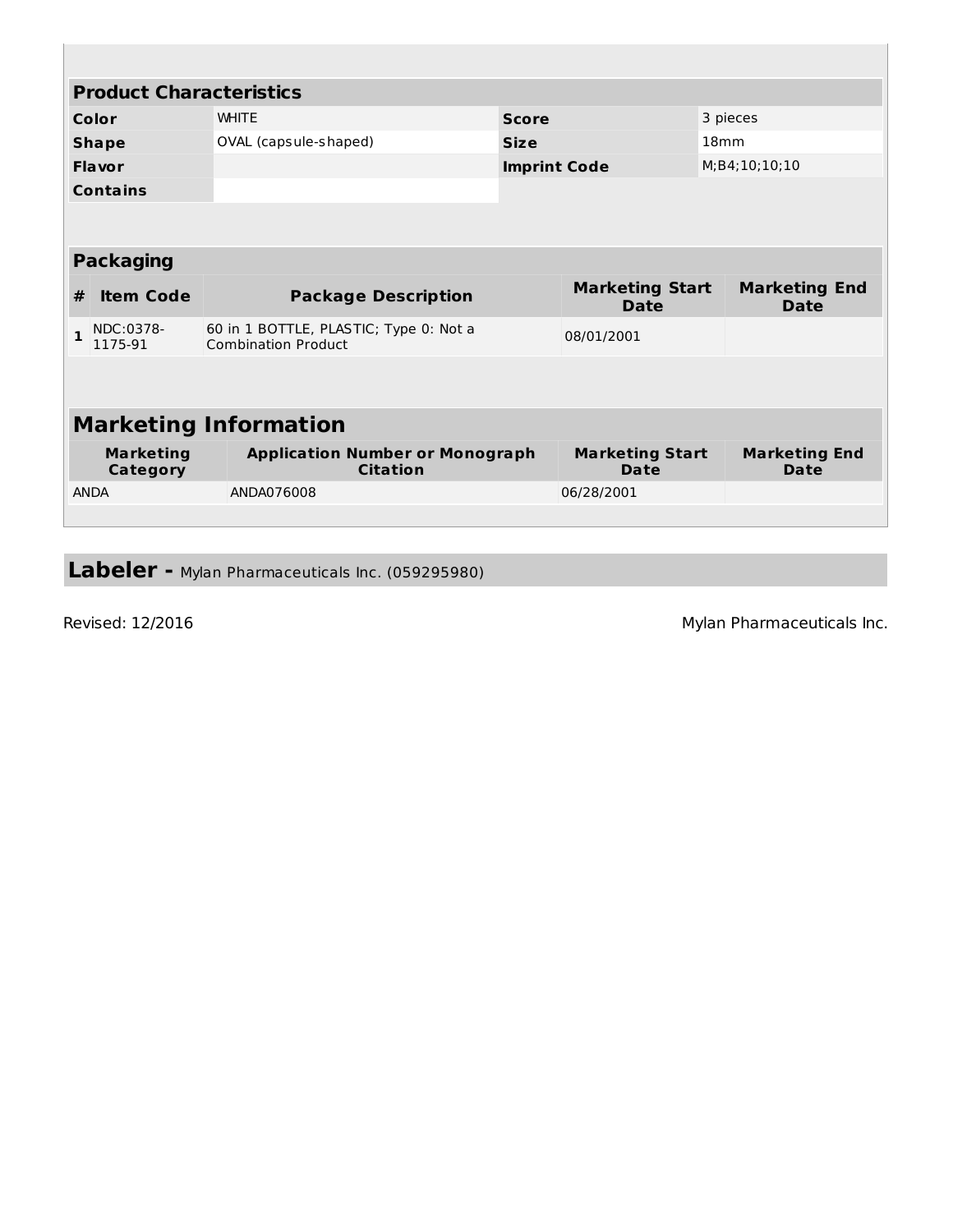| Product Characteristics | | | |
|---|---|---|---|
| **Color** | WHITE | **Score** | 3 pieces |
| **Shape** | OVAL (capsule-shaped) | **Size** | 18mm |
| **Flavor** | | **Imprint Code** | M;B4;10;10;10 |
| **Contains** | | | |

| Packaging | | | | |
|---|---|---|---|---|
| **#** | **Item Code** | **Package Description** | **Marketing Start Date** | **Marketing End Date** |
| 1 | NDC:0378-1175-91 | 60 in 1 BOTTLE, PLASTIC; Type 0: Not a Combination Product | 08/01/2001 | |

| Marketing Information | | | |
|---|---|---|---|
| **Marketing Category** | **Application Number or Monograph Citation** | **Marketing Start Date** | **Marketing End Date** |
| ANDA | ANDA076008 | 06/28/2001 | |

## Labeler - Mylan Pharmaceuticals Inc. (059295980)

Revised: 12/2016

Mylan Pharmaceuticals Inc.